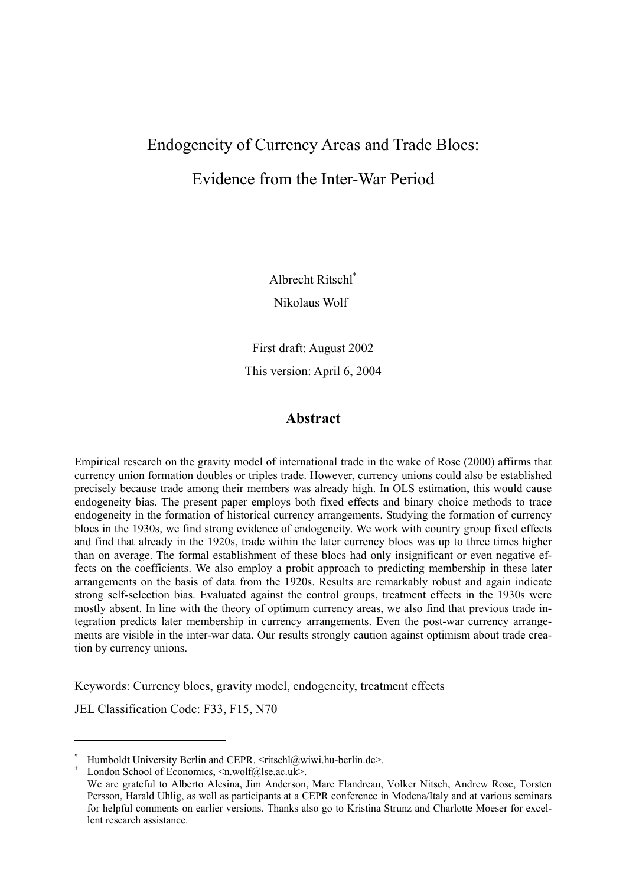# Endogeneity of Currency Areas and Trade Blocs:

# Evidence from the Inter-War Period

Albrecht Ritschl[*]

Nikolaus Wolf[+]

First draft: August 2002

This version: April 6, 2004

## Abstract

Empirical research on the gravity model of international trade in the wake of Rose (2000) affirms that currency union formation doubles or triples trade. However, currency unions could also be established precisely because trade among their members was already high. In OLS estimation, this would cause endogeneity bias. The present paper employs both fixed effects and binary choice methods to trace endogeneity in the formation of historical currency arrangements. Studying the formation of currency blocs in the 1930s, we find strong evidence of endogeneity. We work with country group fixed effects and find that already in the 1920s, trade within the later currency blocs was up to three times higher than on average. The formal establishment of these blocs had only insignificant or even negative effects on the coefficients. We also employ a probit approach to predicting membership in these later arrangements on the basis of data from the 1920s. Results are remarkably robust and again indicate strong self-selection bias. Evaluated against the control groups, treatment effects in the 1930s were mostly absent. In line with the theory of optimum currency areas, we also find that previous trade integration predicts later membership in currency arrangements. Even the post-war currency arrangements are visible in the inter-war data. Our results strongly caution against optimism about trade creation by currency unions.

Keywords: Currency blocs, gravity model, endogeneity, treatment effects

JEL Classification Code: F33, F15, N70

---

[*] Humboldt University Berlin and CEPR. <ritschl@wiwi.hu-berlin.de>.

[+] London School of Economics, <n.wolf@lse.ac.uk>.

We are grateful to Alberto Alesina, Jim Anderson, Marc Flandreau, Volker Nitsch, Andrew Rose, Torsten Persson, Harald Uhlig, as well as participants at a CEPR conference in Modena/Italy and at various seminars for helpful comments on earlier versions. Thanks also go to Kristina Strunz and Charlotte Moeser for excellent research assistance.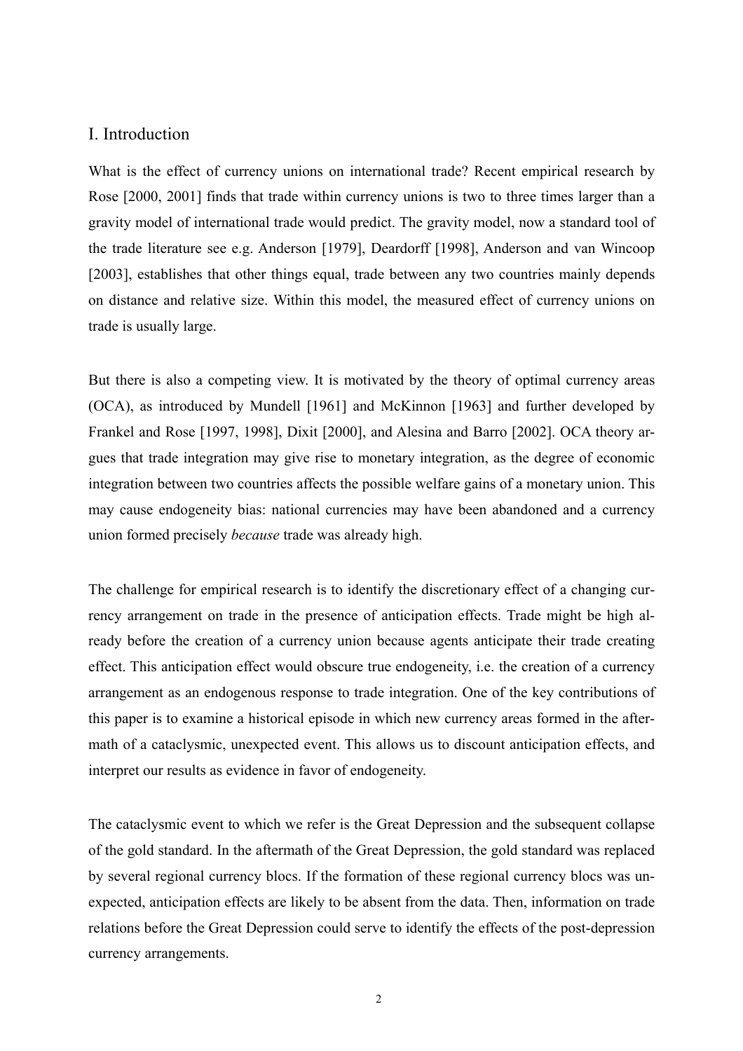## I. Introduction

What is the effect of currency unions on international trade? Recent empirical research by Rose [2000, 2001] finds that trade within currency unions is two to three times larger than a gravity model of international trade would predict. The gravity model, now a standard tool of the trade literature see e.g. Anderson [1979], Deardorff [1998], Anderson and van Wincoop [2003], establishes that other things equal, trade between any two countries mainly depends on distance and relative size. Within this model, the measured effect of currency unions on trade is usually large.

But there is also a competing view. It is motivated by the theory of optimal currency areas (OCA), as introduced by Mundell [1961] and McKinnon [1963] and further developed by Frankel and Rose [1997, 1998], Dixit [2000], and Alesina and Barro [2002]. OCA theory argues that trade integration may give rise to monetary integration, as the degree of economic integration between two countries affects the possible welfare gains of a monetary union. This may cause endogeneity bias: national currencies may have been abandoned and a currency union formed precisely *because* trade was already high.

The challenge for empirical research is to identify the discretionary effect of a changing currency arrangement on trade in the presence of anticipation effects. Trade might be high already before the creation of a currency union because agents anticipate their trade creating effect. This anticipation effect would obscure true endogeneity, i.e. the creation of a currency arrangement as an endogenous response to trade integration. One of the key contributions of this paper is to examine a historical episode in which new currency areas formed in the aftermath of a cataclysmic, unexpected event. This allows us to discount anticipation effects, and interpret our results as evidence in favor of endogeneity.

The cataclysmic event to which we refer is the Great Depression and the subsequent collapse of the gold standard. In the aftermath of the Great Depression, the gold standard was replaced by several regional currency blocs. If the formation of these regional currency blocs was unexpected, anticipation effects are likely to be absent from the data. Then, information on trade relations before the Great Depression could serve to identify the effects of the post-depression currency arrangements.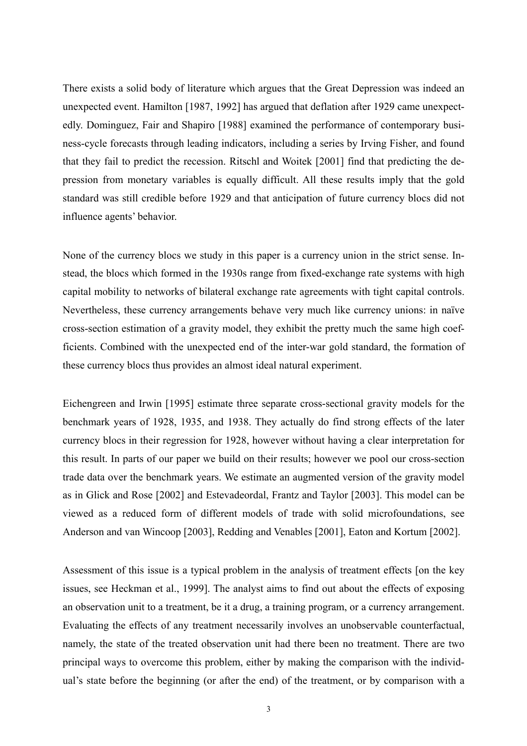There exists a solid body of literature which argues that the Great Depression was indeed an unexpected event. Hamilton [1987, 1992] has argued that deflation after 1929 came unexpectedly. Dominguez, Fair and Shapiro [1988] examined the performance of contemporary business-cycle forecasts through leading indicators, including a series by Irving Fisher, and found that they fail to predict the recession. Ritschl and Woitek [2001] find that predicting the depression from monetary variables is equally difficult. All these results imply that the gold standard was still credible before 1929 and that anticipation of future currency blocs did not influence agents' behavior.

None of the currency blocs we study in this paper is a currency union in the strict sense. Instead, the blocs which formed in the 1930s range from fixed-exchange rate systems with high capital mobility to networks of bilateral exchange rate agreements with tight capital controls. Nevertheless, these currency arrangements behave very much like currency unions: in naïve cross-section estimation of a gravity model, they exhibit the pretty much the same high coefficients. Combined with the unexpected end of the inter-war gold standard, the formation of these currency blocs thus provides an almost ideal natural experiment.

Eichengreen and Irwin [1995] estimate three separate cross-sectional gravity models for the benchmark years of 1928, 1935, and 1938. They actually do find strong effects of the later currency blocs in their regression for 1928, however without having a clear interpretation for this result. In parts of our paper we build on their results; however we pool our cross-section trade data over the benchmark years. We estimate an augmented version of the gravity model as in Glick and Rose [2002] and Estevadeordal, Frantz and Taylor [2003]. This model can be viewed as a reduced form of different models of trade with solid microfoundations, see Anderson and van Wincoop [2003], Redding and Venables [2001], Eaton and Kortum [2002].

Assessment of this issue is a typical problem in the analysis of treatment effects [on the key issues, see Heckman et al., 1999]. The analyst aims to find out about the effects of exposing an observation unit to a treatment, be it a drug, a training program, or a currency arrangement. Evaluating the effects of any treatment necessarily involves an unobservable counterfactual, namely, the state of the treated observation unit had there been no treatment. There are two principal ways to overcome this problem, either by making the comparison with the individual's state before the beginning (or after the end) of the treatment, or by comparison with a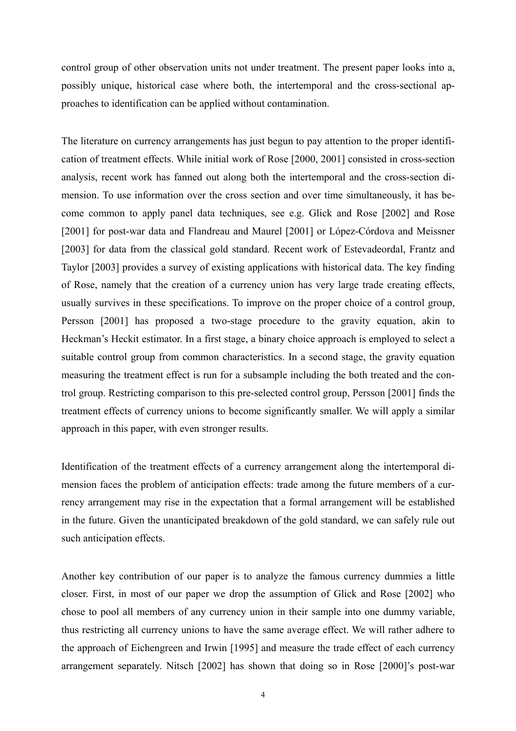control group of other observation units not under treatment. The present paper looks into a, possibly unique, historical case where both, the intertemporal and the cross-sectional approaches to identification can be applied without contamination.

The literature on currency arrangements has just begun to pay attention to the proper identification of treatment effects. While initial work of Rose [2000, 2001] consisted in cross-section analysis, recent work has fanned out along both the intertemporal and the cross-section dimension. To use information over the cross section and over time simultaneously, it has become common to apply panel data techniques, see e.g. Glick and Rose [2002] and Rose [2001] for post-war data and Flandreau and Maurel [2001] or López-Córdova and Meissner [2003] for data from the classical gold standard. Recent work of Estevadeordal, Frantz and Taylor [2003] provides a survey of existing applications with historical data. The key finding of Rose, namely that the creation of a currency union has very large trade creating effects, usually survives in these specifications. To improve on the proper choice of a control group, Persson [2001] has proposed a two-stage procedure to the gravity equation, akin to Heckman's Heckit estimator. In a first stage, a binary choice approach is employed to select a suitable control group from common characteristics. In a second stage, the gravity equation measuring the treatment effect is run for a subsample including the both treated and the control group. Restricting comparison to this pre-selected control group, Persson [2001] finds the treatment effects of currency unions to become significantly smaller. We will apply a similar approach in this paper, with even stronger results.

Identification of the treatment effects of a currency arrangement along the intertemporal dimension faces the problem of anticipation effects: trade among the future members of a currency arrangement may rise in the expectation that a formal arrangement will be established in the future. Given the unanticipated breakdown of the gold standard, we can safely rule out such anticipation effects.

Another key contribution of our paper is to analyze the famous currency dummies a little closer. First, in most of our paper we drop the assumption of Glick and Rose [2002] who chose to pool all members of any currency union in their sample into one dummy variable, thus restricting all currency unions to have the same average effect. We will rather adhere to the approach of Eichengreen and Irwin [1995] and measure the trade effect of each currency arrangement separately. Nitsch [2002] has shown that doing so in Rose [2000]'s post-war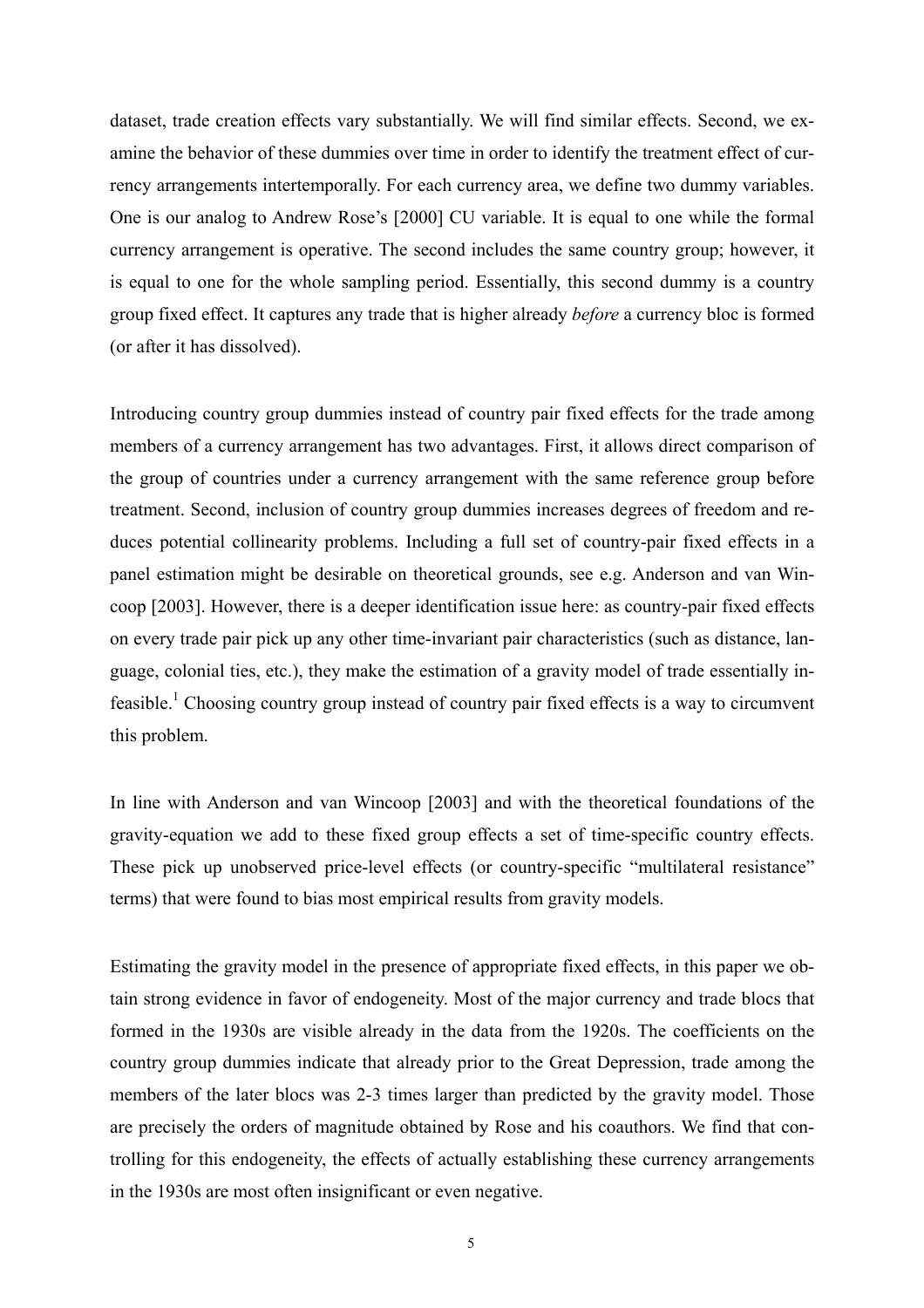dataset, trade creation effects vary substantially. We will find similar effects. Second, we examine the behavior of these dummies over time in order to identify the treatment effect of currency arrangements intertemporally. For each currency area, we define two dummy variables. One is our analog to Andrew Rose's [2000] CU variable. It is equal to one while the formal currency arrangement is operative. The second includes the same country group; however, it is equal to one for the whole sampling period. Essentially, this second dummy is a country group fixed effect. It captures any trade that is higher already *before* a currency bloc is formed (or after it has dissolved).

Introducing country group dummies instead of country pair fixed effects for the trade among members of a currency arrangement has two advantages. First, it allows direct comparison of the group of countries under a currency arrangement with the same reference group before treatment. Second, inclusion of country group dummies increases degrees of freedom and reduces potential collinearity problems. Including a full set of country-pair fixed effects in a panel estimation might be desirable on theoretical grounds, see e.g. Anderson and van Wincoop [2003]. However, there is a deeper identification issue here: as country-pair fixed effects on every trade pair pick up any other time-invariant pair characteristics (such as distance, language, colonial ties, etc.), they make the estimation of a gravity model of trade essentially infeasible.[1] Choosing country group instead of country pair fixed effects is a way to circumvent this problem.

In line with Anderson and van Wincoop [2003] and with the theoretical foundations of the gravity-equation we add to these fixed group effects a set of time-specific country effects. These pick up unobserved price-level effects (or country-specific "multilateral resistance" terms) that were found to bias most empirical results from gravity models.

Estimating the gravity model in the presence of appropriate fixed effects, in this paper we obtain strong evidence in favor of endogeneity. Most of the major currency and trade blocs that formed in the 1930s are visible already in the data from the 1920s. The coefficients on the country group dummies indicate that already prior to the Great Depression, trade among the members of the later blocs was 2-3 times larger than predicted by the gravity model. Those are precisely the orders of magnitude obtained by Rose and his coauthors. We find that controlling for this endogeneity, the effects of actually establishing these currency arrangements in the 1930s are most often insignificant or even negative.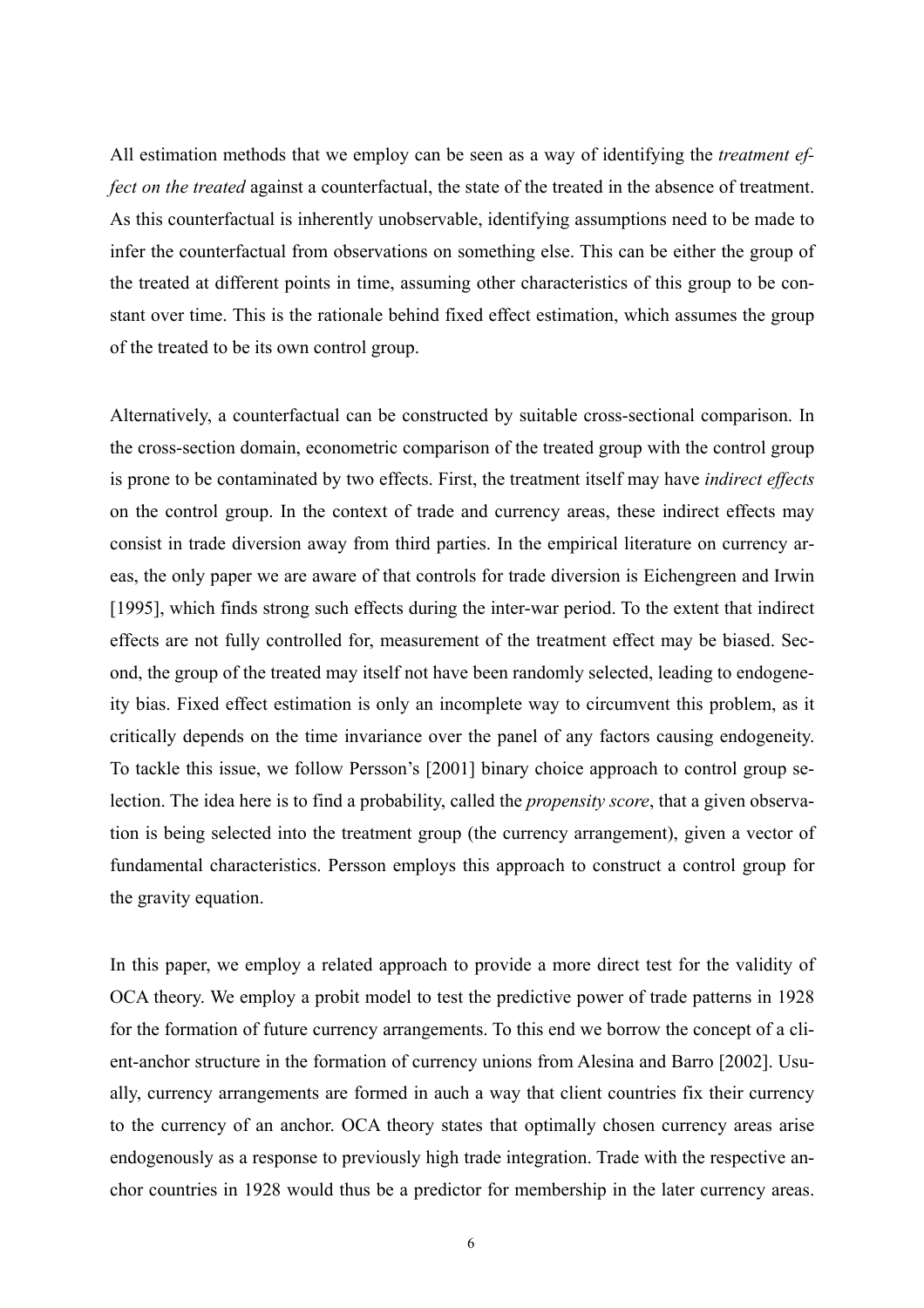All estimation methods that we employ can be seen as a way of identifying the *treatment effect on the treated* against a counterfactual, the state of the treated in the absence of treatment. As this counterfactual is inherently unobservable, identifying assumptions need to be made to infer the counterfactual from observations on something else. This can be either the group of the treated at different points in time, assuming other characteristics of this group to be constant over time. This is the rationale behind fixed effect estimation, which assumes the group of the treated to be its own control group.

Alternatively, a counterfactual can be constructed by suitable cross-sectional comparison. In the cross-section domain, econometric comparison of the treated group with the control group is prone to be contaminated by two effects. First, the treatment itself may have *indirect effects* on the control group. In the context of trade and currency areas, these indirect effects may consist in trade diversion away from third parties. In the empirical literature on currency areas, the only paper we are aware of that controls for trade diversion is Eichengreen and Irwin [1995], which finds strong such effects during the inter-war period. To the extent that indirect effects are not fully controlled for, measurement of the treatment effect may be biased. Second, the group of the treated may itself not have been randomly selected, leading to endogeneity bias. Fixed effect estimation is only an incomplete way to circumvent this problem, as it critically depends on the time invariance over the panel of any factors causing endogeneity. To tackle this issue, we follow Persson's [2001] binary choice approach to control group selection. The idea here is to find a probability, called the *propensity score*, that a given observation is being selected into the treatment group (the currency arrangement), given a vector of fundamental characteristics. Persson employs this approach to construct a control group for the gravity equation.

In this paper, we employ a related approach to provide a more direct test for the validity of OCA theory. We employ a probit model to test the predictive power of trade patterns in 1928 for the formation of future currency arrangements. To this end we borrow the concept of a client-anchor structure in the formation of currency unions from Alesina and Barro [2002]. Usually, currency arrangements are formed in auch a way that client countries fix their currency to the currency of an anchor. OCA theory states that optimally chosen currency areas arise endogenously as a response to previously high trade integration. Trade with the respective anchor countries in 1928 would thus be a predictor for membership in the later currency areas.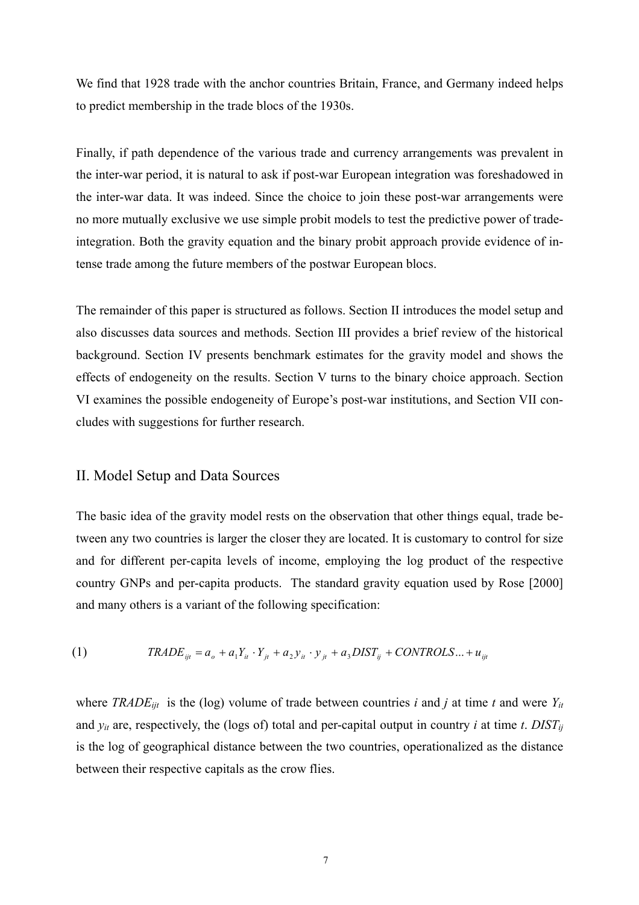We find that 1928 trade with the anchor countries Britain, France, and Germany indeed helps to predict membership in the trade blocs of the 1930s.

Finally, if path dependence of the various trade and currency arrangements was prevalent in the inter-war period, it is natural to ask if post-war European integration was foreshadowed in the inter-war data. It was indeed. Since the choice to join these post-war arrangements were no more mutually exclusive we use simple probit models to test the predictive power of trade-integration. Both the gravity equation and the binary probit approach provide evidence of intense trade among the future members of the postwar European blocs.

The remainder of this paper is structured as follows. Section II introduces the model setup and also discusses data sources and methods. Section III provides a brief review of the historical background. Section IV presents benchmark estimates for the gravity model and shows the effects of endogeneity on the results. Section V turns to the binary choice approach. Section VI examines the possible endogeneity of Europe's post-war institutions, and Section VII concludes with suggestions for further research.

## II. Model Setup and Data Sources

The basic idea of the gravity model rests on the observation that other things equal, trade between any two countries is larger the closer they are located. It is customary to control for size and for different per-capita levels of income, employing the log product of the respective country GNPs and per-capita products. The standard gravity equation used by Rose [2000] and many others is a variant of the following specification:

$$TRADE_{ijt} = a_o + a_1 Y_{it} \cdot Y_{jt} + a_2 y_{it} \cdot y_{jt} + a_3 DIST_{ij} + CONTROLS \ldots + u_{ijt} \tag{1}$$

where $TRADE_{ijt}$ is the (log) volume of trade between countries $i$ and $j$ at time $t$ and were $Y_{it}$ and $y_{it}$ are, respectively, the (logs of) total and per-capital output in country $i$ at time $t$. $DIST_{ij}$ is the log of geographical distance between the two countries, operationalized as the distance between their respective capitals as the crow flies.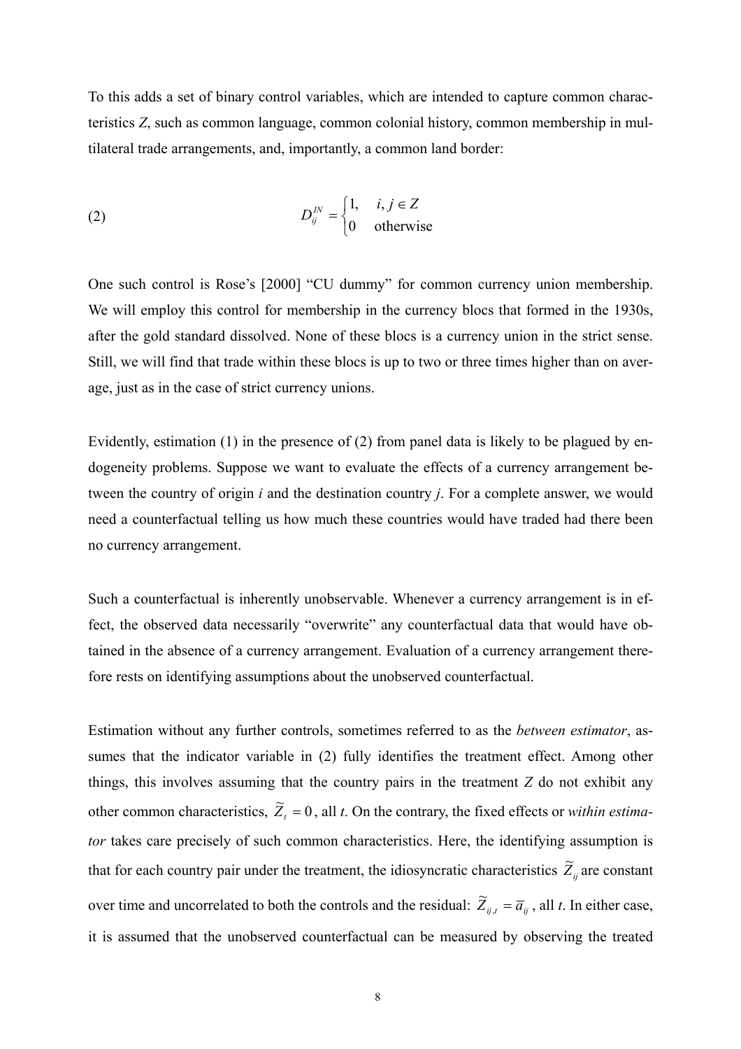To this adds a set of binary control variables, which are intended to capture common characteristics $Z$, such as common language, common colonial history, common membership in multilateral trade arrangements, and, importantly, a common land border:

$$
D_{ij}^{IN} = \begin{cases} 1, & i, j \in Z \\ 0 & \text{otherwise} \end{cases} \tag{2}
$$

One such control is Rose's [2000] "CU dummy" for common currency union membership. We will employ this control for membership in the currency blocs that formed in the 1930s, after the gold standard dissolved. None of these blocs is a currency union in the strict sense. Still, we will find that trade within these blocs is up to two or three times higher than on average, just as in the case of strict currency unions.

Evidently, estimation (1) in the presence of (2) from panel data is likely to be plagued by endogeneity problems. Suppose we want to evaluate the effects of a currency arrangement between the country of origin $i$ and the destination country $j$. For a complete answer, we would need a counterfactual telling us how much these countries would have traded had there been no currency arrangement.

Such a counterfactual is inherently unobservable. Whenever a currency arrangement is in effect, the observed data necessarily "overwrite" any counterfactual data that would have obtained in the absence of a currency arrangement. Evaluation of a currency arrangement therefore rests on identifying assumptions about the unobserved counterfactual.

Estimation without any further controls, sometimes referred to as the *between estimator*, assumes that the indicator variable in (2) fully identifies the treatment effect. Among other things, this involves assuming that the country pairs in the treatment $Z$ do not exhibit any other common characteristics, $\widetilde{Z}_t = 0$, all $t$. On the contrary, the fixed effects or *within estimator* takes care precisely of such common characteristics. Here, the identifying assumption is that for each country pair under the treatment, the idiosyncratic characteristics $\widetilde{Z}_{ij}$ are constant over time and uncorrelated to both the controls and the residual: $\widetilde{Z}_{ij,t} = \overline{a}_{ij}$, all $t$. In either case, it is assumed that the unobserved counterfactual can be measured by observing the treated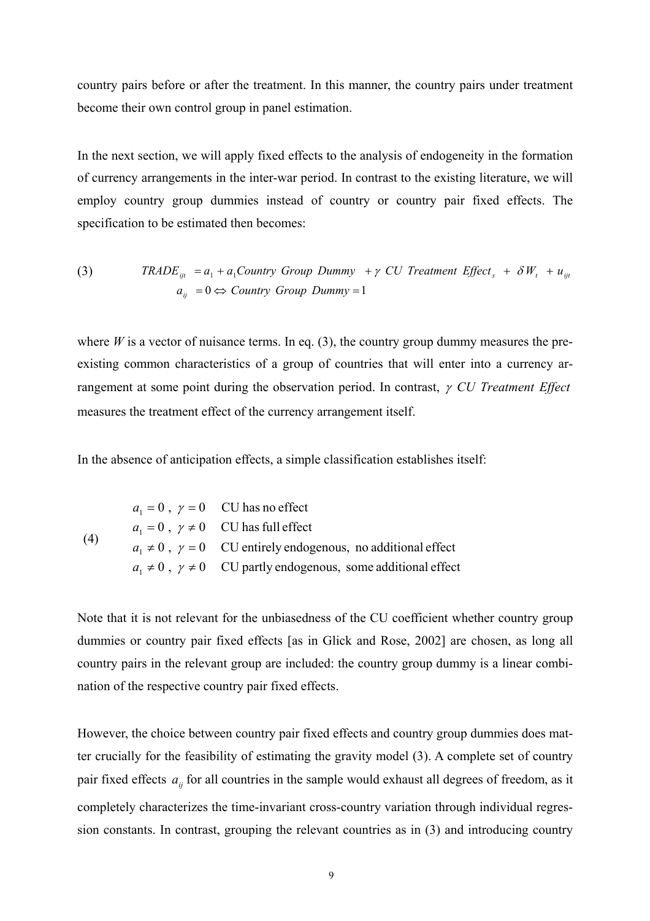country pairs before or after the treatment. In this manner, the country pairs under treatment become their own control group in panel estimation.

In the next section, we will apply fixed effects to the analysis of endogeneity in the formation of currency arrangements in the inter-war period. In contrast to the existing literature, we will employ country group dummies instead of country or country pair fixed effects. The specification to be estimated then becomes:

$$
\text{(3)} \qquad \begin{aligned} TRADE_{ijt} &= a_1 + a_1 Country\ Group\ Dummy \ + \gamma\ CU\ Treatment\ Effect_s \ + \ \delta W_t \ + u_{ijt} \\ a_{ij} &= 0 \Leftrightarrow Country\ Group\ Dummy = 1 \end{aligned}
$$

where $W$ is a vector of nuisance terms. In eq. (3), the country group dummy measures the pre-existing common characteristics of a group of countries that will enter into a currency arrangement at some point during the observation period. In contrast, $\gamma$ *CU Treatment Effect* measures the treatment effect of the currency arrangement itself.

In the absence of anticipation effects, a simple classification establishes itself:

$$
\text{(4)} \qquad \begin{array}{ll} a_1 = 0\ ,\ \gamma = 0 & \text{CU has no effect} \\ a_1 = 0\ ,\ \gamma \neq 0 & \text{CU has full effect} \\ a_1 \neq 0\ ,\ \gamma = 0 & \text{CU entirely endogenous, no additional effect} \\ a_1 \neq 0\ ,\ \gamma \neq 0 & \text{CU partly endogenous, some additional effect} \end{array}
$$

Note that it is not relevant for the unbiasedness of the CU coefficient whether country group dummies or country pair fixed effects [as in Glick and Rose, 2002] are chosen, as long all country pairs in the relevant group are included: the country group dummy is a linear combination of the respective country pair fixed effects.

However, the choice between country pair fixed effects and country group dummies does matter crucially for the feasibility of estimating the gravity model (3). A complete set of country pair fixed effects $a_{ij}$ for all countries in the sample would exhaust all degrees of freedom, as it completely characterizes the time-invariant cross-country variation through individual regression constants. In contrast, grouping the relevant countries as in (3) and introducing country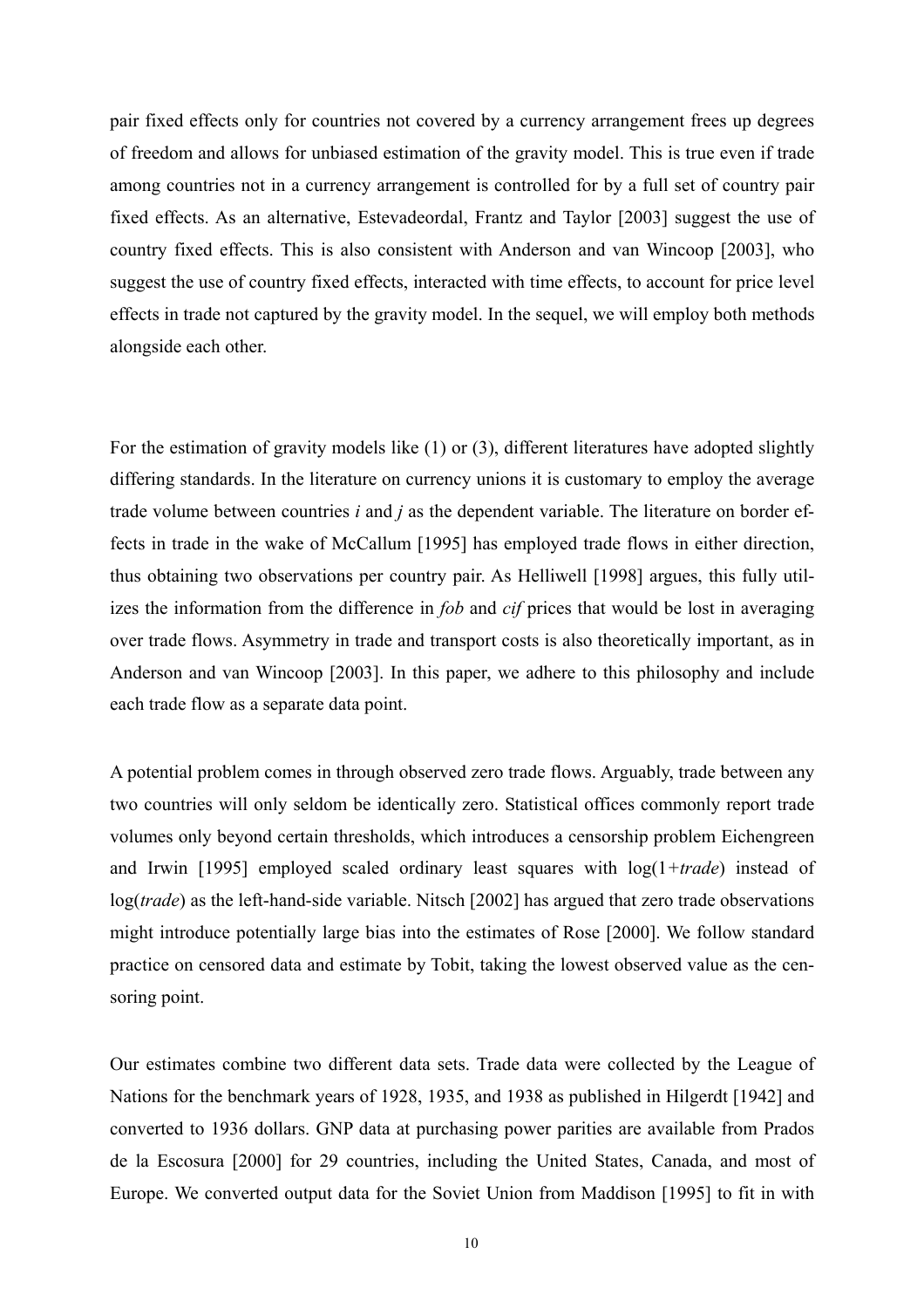pair fixed effects only for countries not covered by a currency arrangement frees up degrees of freedom and allows for unbiased estimation of the gravity model. This is true even if trade among countries not in a currency arrangement is controlled for by a full set of country pair fixed effects. As an alternative, Estevadeordal, Frantz and Taylor [2003] suggest the use of country fixed effects. This is also consistent with Anderson and van Wincoop [2003], who suggest the use of country fixed effects, interacted with time effects, to account for price level effects in trade not captured by the gravity model. In the sequel, we will employ both methods alongside each other.

For the estimation of gravity models like (1) or (3), different literatures have adopted slightly differing standards. In the literature on currency unions it is customary to employ the average trade volume between countries $i$ and $j$ as the dependent variable. The literature on border effects in trade in the wake of McCallum [1995] has employed trade flows in either direction, thus obtaining two observations per country pair. As Helliwell [1998] argues, this fully utilizes the information from the difference in *fob* and *cif* prices that would be lost in averaging over trade flows. Asymmetry in trade and transport costs is also theoretically important, as in Anderson and van Wincoop [2003]. In this paper, we adhere to this philosophy and include each trade flow as a separate data point.

A potential problem comes in through observed zero trade flows. Arguably, trade between any two countries will only seldom be identically zero. Statistical offices commonly report trade volumes only beyond certain thresholds, which introduces a censorship problem Eichengreen and Irwin [1995] employed scaled ordinary least squares with log(1+*trade*) instead of log(*trade*) as the left-hand-side variable. Nitsch [2002] has argued that zero trade observations might introduce potentially large bias into the estimates of Rose [2000]. We follow standard practice on censored data and estimate by Tobit, taking the lowest observed value as the censoring point.

Our estimates combine two different data sets. Trade data were collected by the League of Nations for the benchmark years of 1928, 1935, and 1938 as published in Hilgerdt [1942] and converted to 1936 dollars. GNP data at purchasing power parities are available from Prados de la Escosura [2000] for 29 countries, including the United States, Canada, and most of Europe. We converted output data for the Soviet Union from Maddison [1995] to fit in with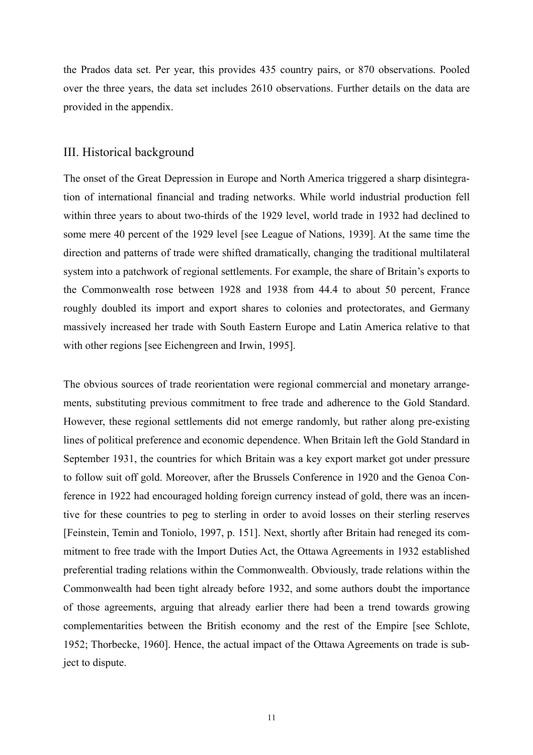the Prados data set. Per year, this provides 435 country pairs, or 870 observations. Pooled over the three years, the data set includes 2610 observations. Further details on the data are provided in the appendix.

## III. Historical background

The onset of the Great Depression in Europe and North America triggered a sharp disintegration of international financial and trading networks. While world industrial production fell within three years to about two-thirds of the 1929 level, world trade in 1932 had declined to some mere 40 percent of the 1929 level [see League of Nations, 1939]. At the same time the direction and patterns of trade were shifted dramatically, changing the traditional multilateral system into a patchwork of regional settlements. For example, the share of Britain's exports to the Commonwealth rose between 1928 and 1938 from 44.4 to about 50 percent, France roughly doubled its import and export shares to colonies and protectorates, and Germany massively increased her trade with South Eastern Europe and Latin America relative to that with other regions [see Eichengreen and Irwin, 1995].

The obvious sources of trade reorientation were regional commercial and monetary arrangements, substituting previous commitment to free trade and adherence to the Gold Standard. However, these regional settlements did not emerge randomly, but rather along pre-existing lines of political preference and economic dependence. When Britain left the Gold Standard in September 1931, the countries for which Britain was a key export market got under pressure to follow suit off gold. Moreover, after the Brussels Conference in 1920 and the Genoa Conference in 1922 had encouraged holding foreign currency instead of gold, there was an incentive for these countries to peg to sterling in order to avoid losses on their sterling reserves [Feinstein, Temin and Toniolo, 1997, p. 151]. Next, shortly after Britain had reneged its commitment to free trade with the Import Duties Act, the Ottawa Agreements in 1932 established preferential trading relations within the Commonwealth. Obviously, trade relations within the Commonwealth had been tight already before 1932, and some authors doubt the importance of those agreements, arguing that already earlier there had been a trend towards growing complementarities between the British economy and the rest of the Empire [see Schlote, 1952; Thorbecke, 1960]. Hence, the actual impact of the Ottawa Agreements on trade is subject to dispute.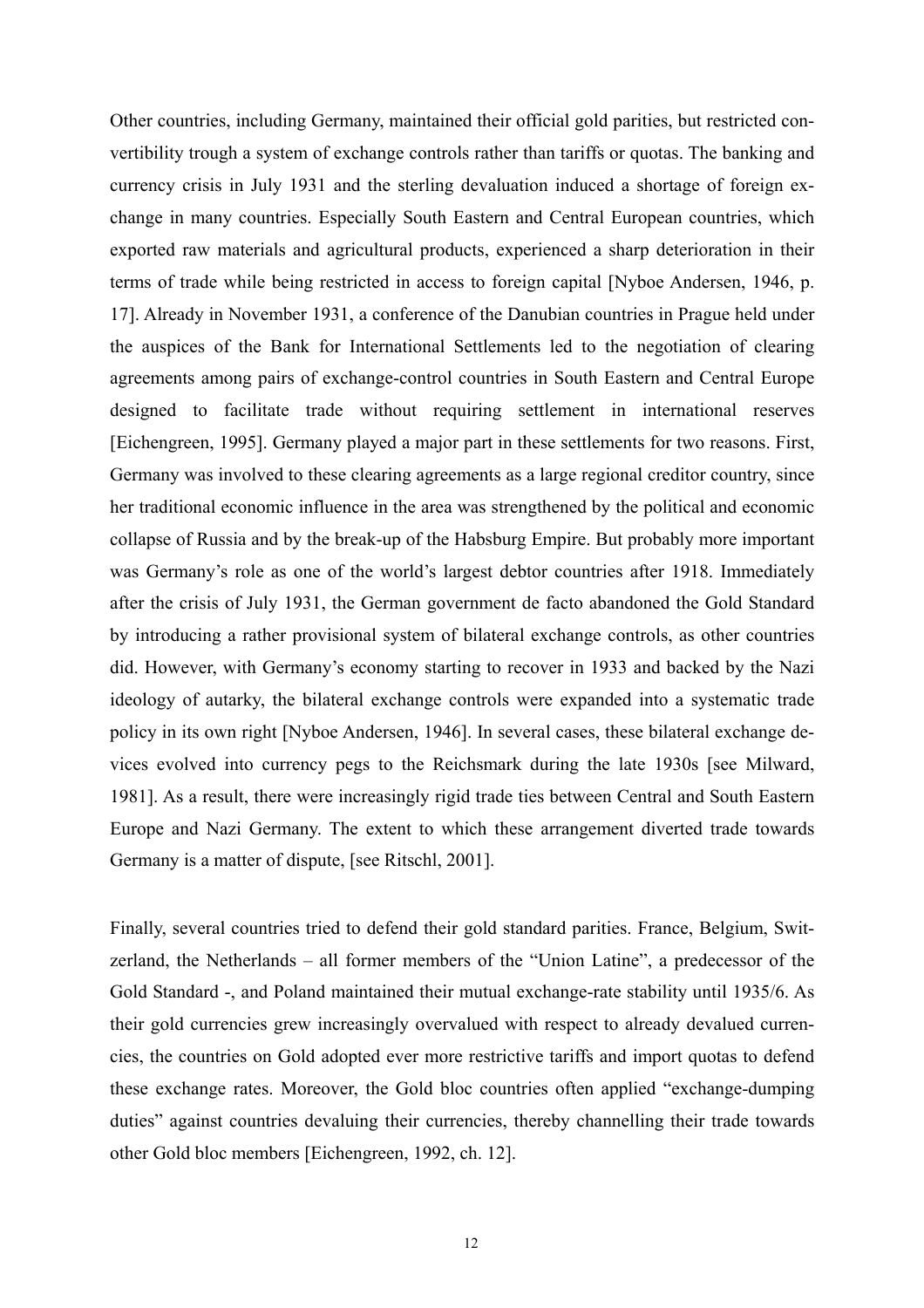Other countries, including Germany, maintained their official gold parities, but restricted convertibility trough a system of exchange controls rather than tariffs or quotas. The banking and currency crisis in July 1931 and the sterling devaluation induced a shortage of foreign exchange in many countries. Especially South Eastern and Central European countries, which exported raw materials and agricultural products, experienced a sharp deterioration in their terms of trade while being restricted in access to foreign capital [Nyboe Andersen, 1946, p. 17]. Already in November 1931, a conference of the Danubian countries in Prague held under the auspices of the Bank for International Settlements led to the negotiation of clearing agreements among pairs of exchange-control countries in South Eastern and Central Europe designed to facilitate trade without requiring settlement in international reserves [Eichengreen, 1995]. Germany played a major part in these settlements for two reasons. First, Germany was involved to these clearing agreements as a large regional creditor country, since her traditional economic influence in the area was strengthened by the political and economic collapse of Russia and by the break-up of the Habsburg Empire. But probably more important was Germany's role as one of the world's largest debtor countries after 1918. Immediately after the crisis of July 1931, the German government de facto abandoned the Gold Standard by introducing a rather provisional system of bilateral exchange controls, as other countries did. However, with Germany's economy starting to recover in 1933 and backed by the Nazi ideology of autarky, the bilateral exchange controls were expanded into a systematic trade policy in its own right [Nyboe Andersen, 1946]. In several cases, these bilateral exchange devices evolved into currency pegs to the Reichsmark during the late 1930s [see Milward, 1981]. As a result, there were increasingly rigid trade ties between Central and South Eastern Europe and Nazi Germany. The extent to which these arrangement diverted trade towards Germany is a matter of dispute, [see Ritschl, 2001].

Finally, several countries tried to defend their gold standard parities. France, Belgium, Switzerland, the Netherlands – all former members of the "Union Latine", a predecessor of the Gold Standard -, and Poland maintained their mutual exchange-rate stability until 1935/6. As their gold currencies grew increasingly overvalued with respect to already devalued currencies, the countries on Gold adopted ever more restrictive tariffs and import quotas to defend these exchange rates. Moreover, the Gold bloc countries often applied "exchange-dumping duties" against countries devaluing their currencies, thereby channelling their trade towards other Gold bloc members [Eichengreen, 1992, ch. 12].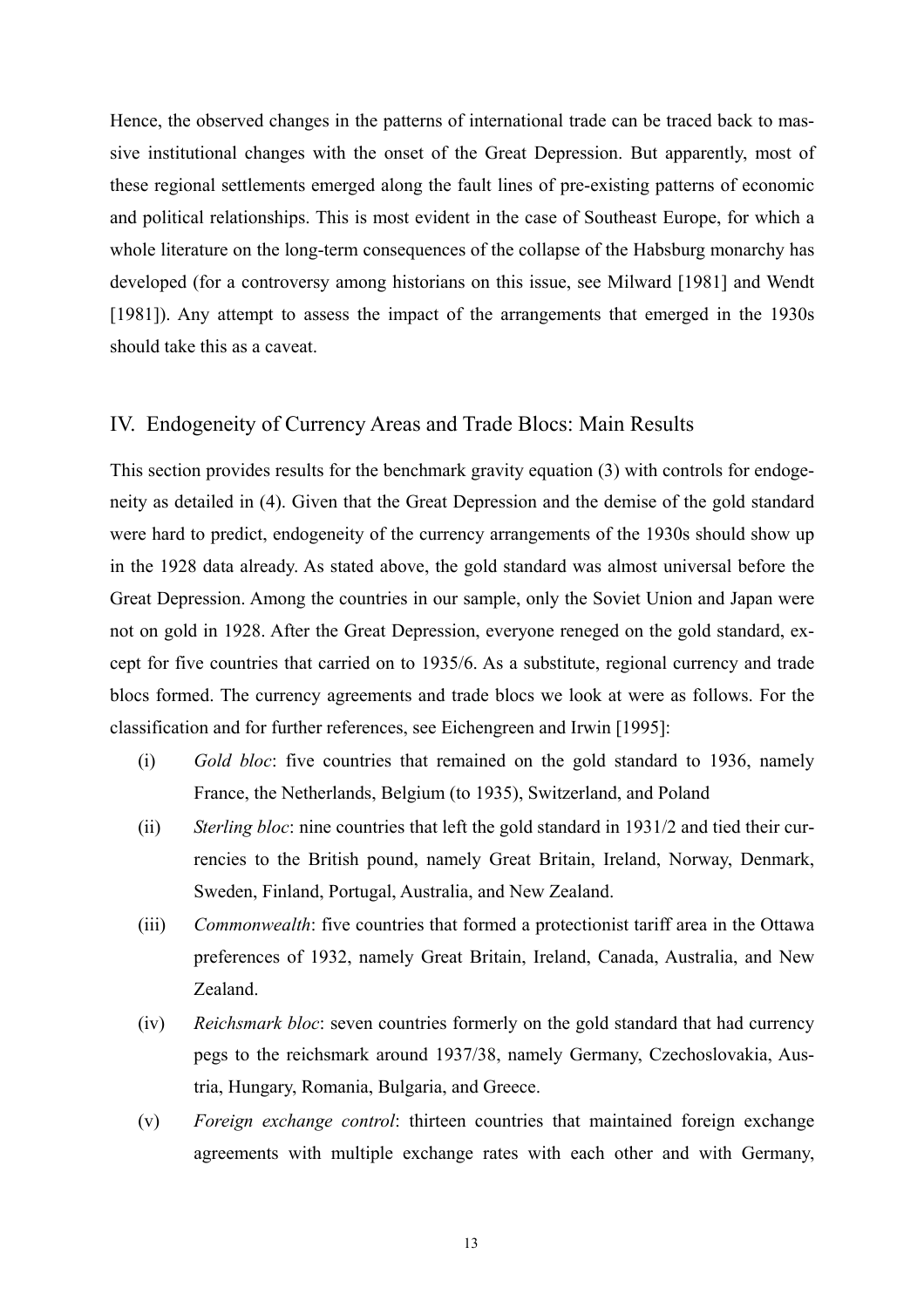Hence, the observed changes in the patterns of international trade can be traced back to massive institutional changes with the onset of the Great Depression. But apparently, most of these regional settlements emerged along the fault lines of pre-existing patterns of economic and political relationships. This is most evident in the case of Southeast Europe, for which a whole literature on the long-term consequences of the collapse of the Habsburg monarchy has developed (for a controversy among historians on this issue, see Milward [1981] and Wendt [1981]). Any attempt to assess the impact of the arrangements that emerged in the 1930s should take this as a caveat.

## IV. Endogeneity of Currency Areas and Trade Blocs: Main Results

This section provides results for the benchmark gravity equation (3) with controls for endogeneity as detailed in (4). Given that the Great Depression and the demise of the gold standard were hard to predict, endogeneity of the currency arrangements of the 1930s should show up in the 1928 data already. As stated above, the gold standard was almost universal before the Great Depression. Among the countries in our sample, only the Soviet Union and Japan were not on gold in 1928. After the Great Depression, everyone reneged on the gold standard, except for five countries that carried on to 1935/6. As a substitute, regional currency and trade blocs formed. The currency agreements and trade blocs we look at were as follows. For the classification and for further references, see Eichengreen and Irwin [1995]:

(i) *Gold bloc*: five countries that remained on the gold standard to 1936, namely France, the Netherlands, Belgium (to 1935), Switzerland, and Poland

(ii) *Sterling bloc*: nine countries that left the gold standard in 1931/2 and tied their currencies to the British pound, namely Great Britain, Ireland, Norway, Denmark, Sweden, Finland, Portugal, Australia, and New Zealand.

(iii) *Commonwealth*: five countries that formed a protectionist tariff area in the Ottawa preferences of 1932, namely Great Britain, Ireland, Canada, Australia, and New Zealand.

(iv) *Reichsmark bloc*: seven countries formerly on the gold standard that had currency pegs to the reichsmark around 1937/38, namely Germany, Czechoslovakia, Austria, Hungary, Romania, Bulgaria, and Greece.

(v) *Foreign exchange control*: thirteen countries that maintained foreign exchange agreements with multiple exchange rates with each other and with Germany,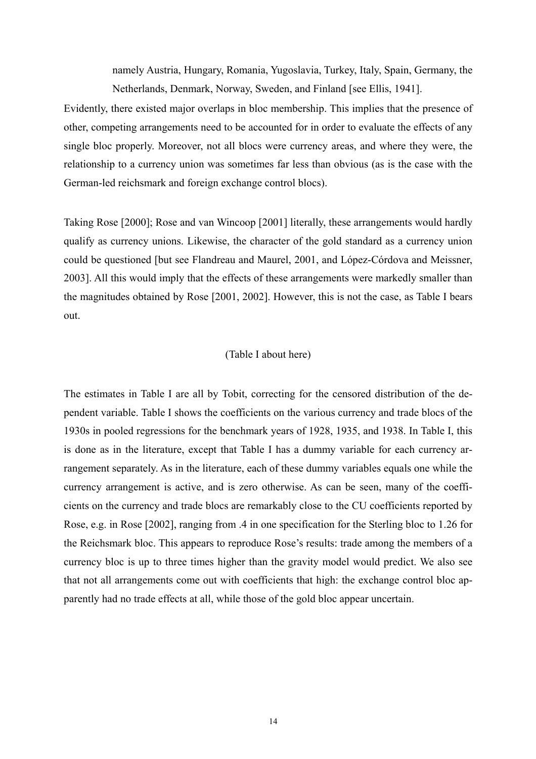namely Austria, Hungary, Romania, Yugoslavia, Turkey, Italy, Spain, Germany, the Netherlands, Denmark, Norway, Sweden, and Finland [see Ellis, 1941].

Evidently, there existed major overlaps in bloc membership. This implies that the presence of other, competing arrangements need to be accounted for in order to evaluate the effects of any single bloc properly. Moreover, not all blocs were currency areas, and where they were, the relationship to a currency union was sometimes far less than obvious (as is the case with the German-led reichsmark and foreign exchange control blocs).

Taking Rose [2000]; Rose and van Wincoop [2001] literally, these arrangements would hardly qualify as currency unions. Likewise, the character of the gold standard as a currency union could be questioned [but see Flandreau and Maurel, 2001, and López-Córdova and Meissner, 2003]. All this would imply that the effects of these arrangements were markedly smaller than the magnitudes obtained by Rose [2001, 2002]. However, this is not the case, as Table I bears out.

(Table I about here)

The estimates in Table I are all by Tobit, correcting for the censored distribution of the dependent variable. Table I shows the coefficients on the various currency and trade blocs of the 1930s in pooled regressions for the benchmark years of 1928, 1935, and 1938. In Table I, this is done as in the literature, except that Table I has a dummy variable for each currency arrangement separately. As in the literature, each of these dummy variables equals one while the currency arrangement is active, and is zero otherwise. As can be seen, many of the coefficients on the currency and trade blocs are remarkably close to the CU coefficients reported by Rose, e.g. in Rose [2002], ranging from .4 in one specification for the Sterling bloc to 1.26 for the Reichsmark bloc. This appears to reproduce Rose's results: trade among the members of a currency bloc is up to three times higher than the gravity model would predict. We also see that not all arrangements come out with coefficients that high: the exchange control bloc apparently had no trade effects at all, while those of the gold bloc appear uncertain.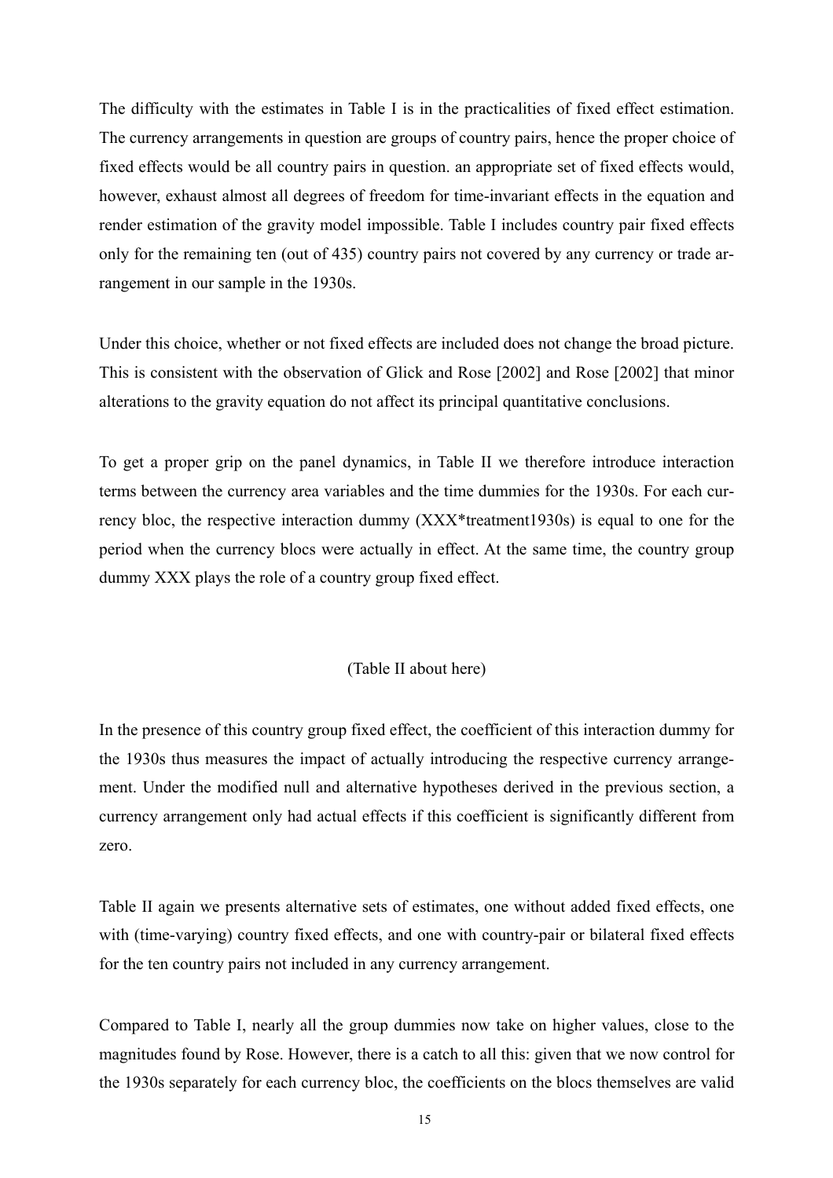The difficulty with the estimates in Table I is in the practicalities of fixed effect estimation. The currency arrangements in question are groups of country pairs, hence the proper choice of fixed effects would be all country pairs in question. an appropriate set of fixed effects would, however, exhaust almost all degrees of freedom for time-invariant effects in the equation and render estimation of the gravity model impossible. Table I includes country pair fixed effects only for the remaining ten (out of 435) country pairs not covered by any currency or trade arrangement in our sample in the 1930s.

Under this choice, whether or not fixed effects are included does not change the broad picture. This is consistent with the observation of Glick and Rose [2002] and Rose [2002] that minor alterations to the gravity equation do not affect its principal quantitative conclusions.

To get a proper grip on the panel dynamics, in Table II we therefore introduce interaction terms between the currency area variables and the time dummies for the 1930s. For each currency bloc, the respective interaction dummy (XXX*treatment1930s) is equal to one for the period when the currency blocs were actually in effect. At the same time, the country group dummy XXX plays the role of a country group fixed effect.

(Table II about here)

In the presence of this country group fixed effect, the coefficient of this interaction dummy for the 1930s thus measures the impact of actually introducing the respective currency arrangement. Under the modified null and alternative hypotheses derived in the previous section, a currency arrangement only had actual effects if this coefficient is significantly different from zero.

Table II again we presents alternative sets of estimates, one without added fixed effects, one with (time-varying) country fixed effects, and one with country-pair or bilateral fixed effects for the ten country pairs not included in any currency arrangement.

Compared to Table I, nearly all the group dummies now take on higher values, close to the magnitudes found by Rose. However, there is a catch to all this: given that we now control for the 1930s separately for each currency bloc, the coefficients on the blocs themselves are valid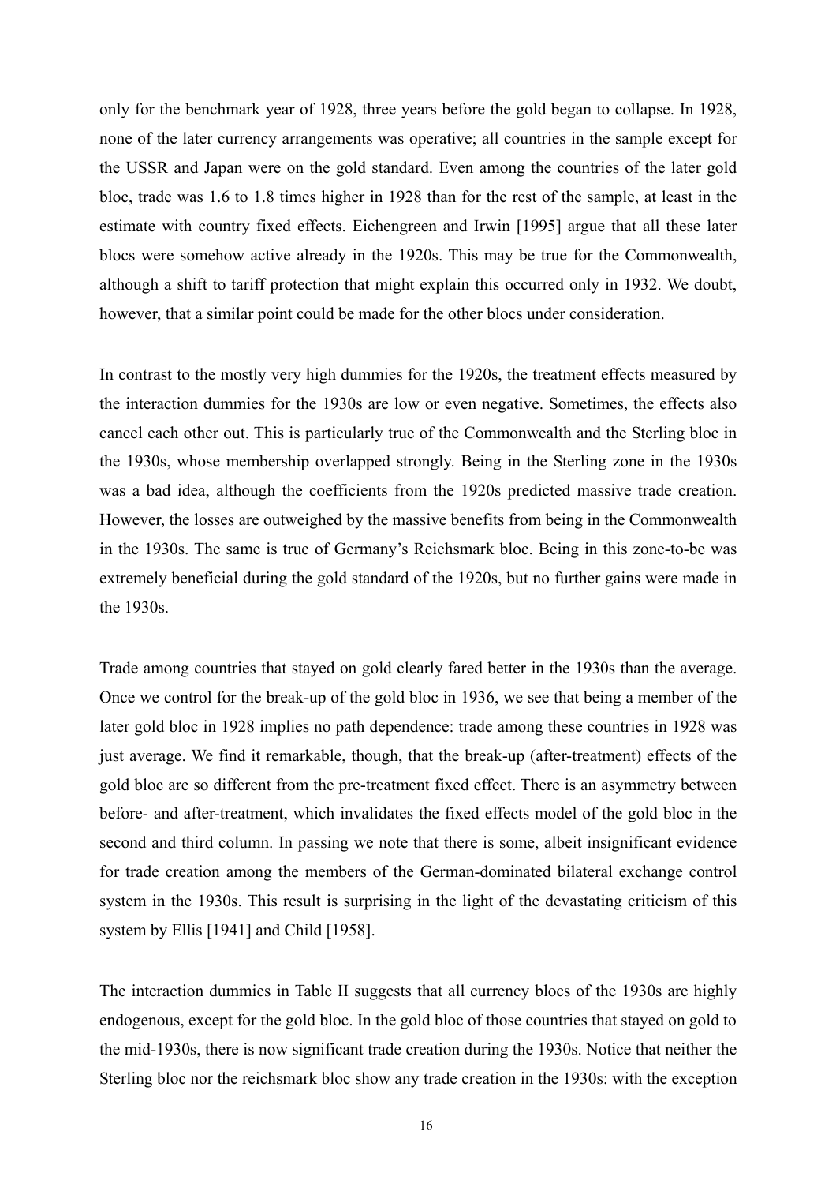only for the benchmark year of 1928, three years before the gold began to collapse. In 1928, none of the later currency arrangements was operative; all countries in the sample except for the USSR and Japan were on the gold standard. Even among the countries of the later gold bloc, trade was 1.6 to 1.8 times higher in 1928 than for the rest of the sample, at least in the estimate with country fixed effects. Eichengreen and Irwin [1995] argue that all these later blocs were somehow active already in the 1920s. This may be true for the Commonwealth, although a shift to tariff protection that might explain this occurred only in 1932. We doubt, however, that a similar point could be made for the other blocs under consideration.

In contrast to the mostly very high dummies for the 1920s, the treatment effects measured by the interaction dummies for the 1930s are low or even negative. Sometimes, the effects also cancel each other out. This is particularly true of the Commonwealth and the Sterling bloc in the 1930s, whose membership overlapped strongly. Being in the Sterling zone in the 1930s was a bad idea, although the coefficients from the 1920s predicted massive trade creation. However, the losses are outweighed by the massive benefits from being in the Commonwealth in the 1930s. The same is true of Germany's Reichsmark bloc. Being in this zone-to-be was extremely beneficial during the gold standard of the 1920s, but no further gains were made in the 1930s.

Trade among countries that stayed on gold clearly fared better in the 1930s than the average. Once we control for the break-up of the gold bloc in 1936, we see that being a member of the later gold bloc in 1928 implies no path dependence: trade among these countries in 1928 was just average. We find it remarkable, though, that the break-up (after-treatment) effects of the gold bloc are so different from the pre-treatment fixed effect. There is an asymmetry between before- and after-treatment, which invalidates the fixed effects model of the gold bloc in the second and third column. In passing we note that there is some, albeit insignificant evidence for trade creation among the members of the German-dominated bilateral exchange control system in the 1930s. This result is surprising in the light of the devastating criticism of this system by Ellis [1941] and Child [1958].

The interaction dummies in Table II suggests that all currency blocs of the 1930s are highly endogenous, except for the gold bloc. In the gold bloc of those countries that stayed on gold to the mid-1930s, there is now significant trade creation during the 1930s. Notice that neither the Sterling bloc nor the reichsmark bloc show any trade creation in the 1930s: with the exception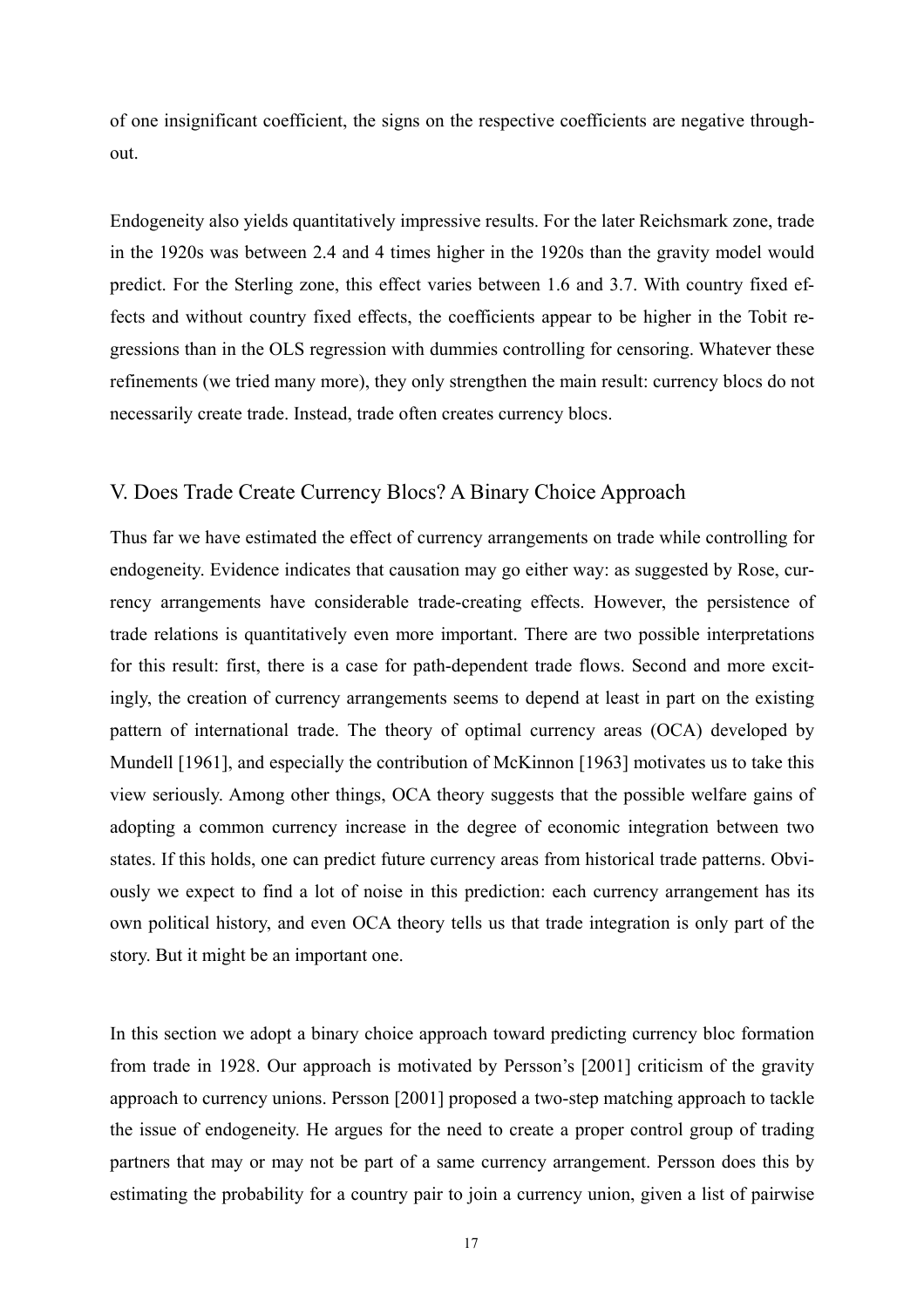of one insignificant coefficient, the signs on the respective coefficients are negative throughout.

Endogeneity also yields quantitatively impressive results. For the later Reichsmark zone, trade in the 1920s was between 2.4 and 4 times higher in the 1920s than the gravity model would predict. For the Sterling zone, this effect varies between 1.6 and 3.7. With country fixed effects and without country fixed effects, the coefficients appear to be higher in the Tobit regressions than in the OLS regression with dummies controlling for censoring. Whatever these refinements (we tried many more), they only strengthen the main result: currency blocs do not necessarily create trade. Instead, trade often creates currency blocs.

## V. Does Trade Create Currency Blocs? A Binary Choice Approach

Thus far we have estimated the effect of currency arrangements on trade while controlling for endogeneity. Evidence indicates that causation may go either way: as suggested by Rose, currency arrangements have considerable trade-creating effects. However, the persistence of trade relations is quantitatively even more important. There are two possible interpretations for this result: first, there is a case for path-dependent trade flows. Second and more excitingly, the creation of currency arrangements seems to depend at least in part on the existing pattern of international trade. The theory of optimal currency areas (OCA) developed by Mundell [1961], and especially the contribution of McKinnon [1963] motivates us to take this view seriously. Among other things, OCA theory suggests that the possible welfare gains of adopting a common currency increase in the degree of economic integration between two states. If this holds, one can predict future currency areas from historical trade patterns. Obviously we expect to find a lot of noise in this prediction: each currency arrangement has its own political history, and even OCA theory tells us that trade integration is only part of the story. But it might be an important one.

In this section we adopt a binary choice approach toward predicting currency bloc formation from trade in 1928. Our approach is motivated by Persson's [2001] criticism of the gravity approach to currency unions. Persson [2001] proposed a two-step matching approach to tackle the issue of endogeneity. He argues for the need to create a proper control group of trading partners that may or may not be part of a same currency arrangement. Persson does this by estimating the probability for a country pair to join a currency union, given a list of pairwise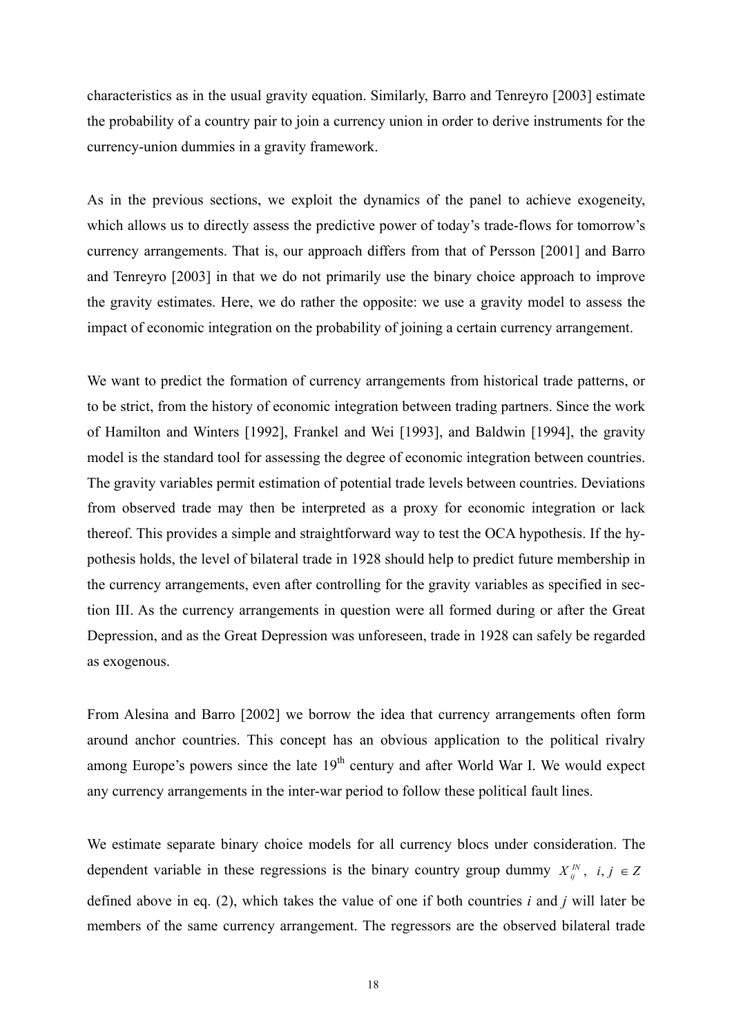characteristics as in the usual gravity equation. Similarly, Barro and Tenreyro [2003] estimate the probability of a country pair to join a currency union in order to derive instruments for the currency-union dummies in a gravity framework.

As in the previous sections, we exploit the dynamics of the panel to achieve exogeneity, which allows us to directly assess the predictive power of today's trade-flows for tomorrow's currency arrangements. That is, our approach differs from that of Persson [2001] and Barro and Tenreyro [2003] in that we do not primarily use the binary choice approach to improve the gravity estimates. Here, we do rather the opposite: we use a gravity model to assess the impact of economic integration on the probability of joining a certain currency arrangement.

We want to predict the formation of currency arrangements from historical trade patterns, or to be strict, from the history of economic integration between trading partners. Since the work of Hamilton and Winters [1992], Frankel and Wei [1993], and Baldwin [1994], the gravity model is the standard tool for assessing the degree of economic integration between countries. The gravity variables permit estimation of potential trade levels between countries. Deviations from observed trade may then be interpreted as a proxy for economic integration or lack thereof. This provides a simple and straightforward way to test the OCA hypothesis. If the hypothesis holds, the level of bilateral trade in 1928 should help to predict future membership in the currency arrangements, even after controlling for the gravity variables as specified in section III. As the currency arrangements in question were all formed during or after the Great Depression, and as the Great Depression was unforeseen, trade in 1928 can safely be regarded as exogenous.

From Alesina and Barro [2002] we borrow the idea that currency arrangements often form around anchor countries. This concept has an obvious application to the political rivalry among Europe's powers since the late 19th century and after World War I. We would expect any currency arrangements in the inter-war period to follow these political fault lines.

We estimate separate binary choice models for all currency blocs under consideration. The dependent variable in these regressions is the binary country group dummy $X_{ij}^{IN}$, $i, j \in Z$ defined above in eq. (2), which takes the value of one if both countries *i* and *j* will later be members of the same currency arrangement. The regressors are the observed bilateral trade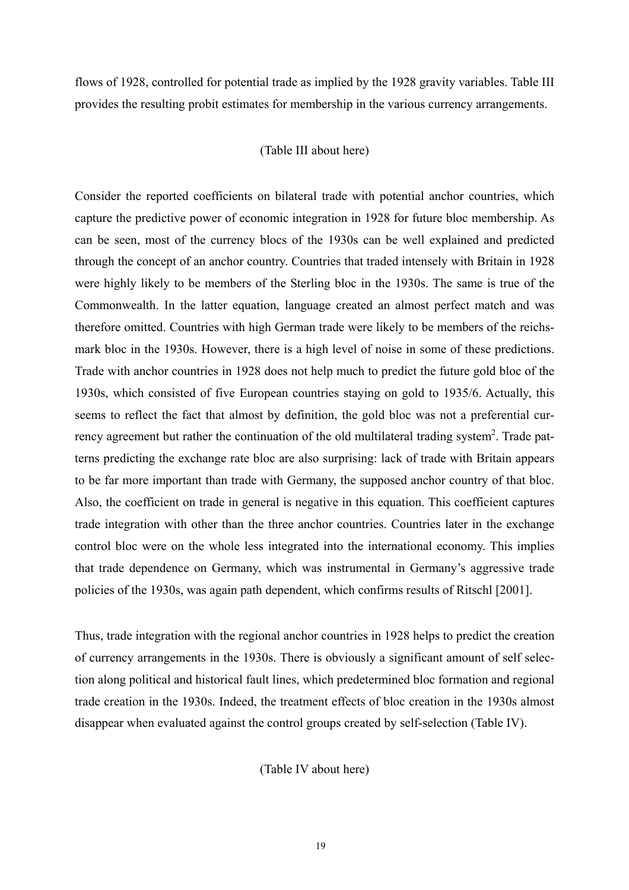flows of 1928, controlled for potential trade as implied by the 1928 gravity variables. Table III provides the resulting probit estimates for membership in the various currency arrangements.

(Table III about here)

Consider the reported coefficients on bilateral trade with potential anchor countries, which capture the predictive power of economic integration in 1928 for future bloc membership. As can be seen, most of the currency blocs of the 1930s can be well explained and predicted through the concept of an anchor country. Countries that traded intensely with Britain in 1928 were highly likely to be members of the Sterling bloc in the 1930s. The same is true of the Commonwealth. In the latter equation, language created an almost perfect match and was therefore omitted. Countries with high German trade were likely to be members of the reichsmark bloc in the 1930s. However, there is a high level of noise in some of these predictions. Trade with anchor countries in 1928 does not help much to predict the future gold bloc of the 1930s, which consisted of five European countries staying on gold to 1935/6. Actually, this seems to reflect the fact that almost by definition, the gold bloc was not a preferential currency agreement but rather the continuation of the old multilateral trading system[2]. Trade patterns predicting the exchange rate bloc are also surprising: lack of trade with Britain appears to be far more important than trade with Germany, the supposed anchor country of that bloc. Also, the coefficient on trade in general is negative in this equation. This coefficient captures trade integration with other than the three anchor countries. Countries later in the exchange control bloc were on the whole less integrated into the international economy. This implies that trade dependence on Germany, which was instrumental in Germany's aggressive trade policies of the 1930s, was again path dependent, which confirms results of Ritschl [2001].

Thus, trade integration with the regional anchor countries in 1928 helps to predict the creation of currency arrangements in the 1930s. There is obviously a significant amount of self selection along political and historical fault lines, which predetermined bloc formation and regional trade creation in the 1930s. Indeed, the treatment effects of bloc creation in the 1930s almost disappear when evaluated against the control groups created by self-selection (Table IV).

(Table IV about here)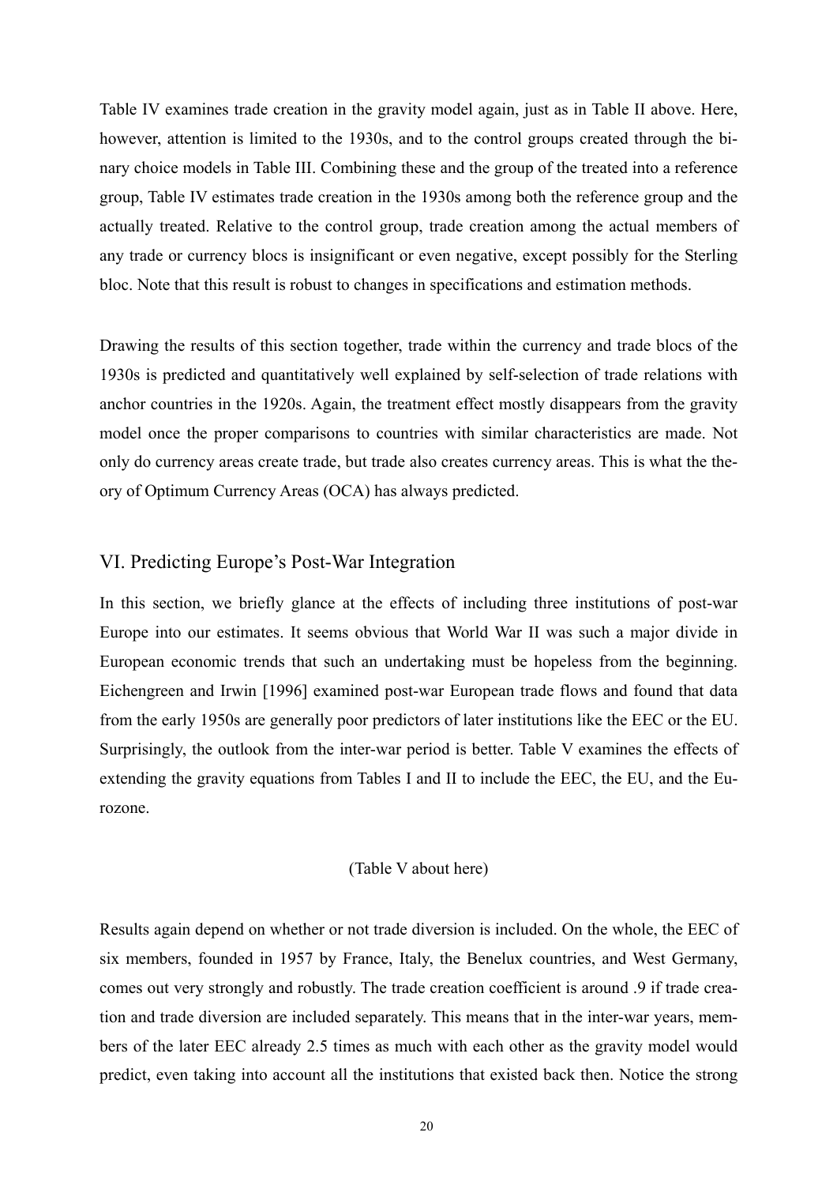Table IV examines trade creation in the gravity model again, just as in Table II above. Here, however, attention is limited to the 1930s, and to the control groups created through the binary choice models in Table III. Combining these and the group of the treated into a reference group, Table IV estimates trade creation in the 1930s among both the reference group and the actually treated. Relative to the control group, trade creation among the actual members of any trade or currency blocs is insignificant or even negative, except possibly for the Sterling bloc. Note that this result is robust to changes in specifications and estimation methods.

Drawing the results of this section together, trade within the currency and trade blocs of the 1930s is predicted and quantitatively well explained by self-selection of trade relations with anchor countries in the 1920s. Again, the treatment effect mostly disappears from the gravity model once the proper comparisons to countries with similar characteristics are made. Not only do currency areas create trade, but trade also creates currency areas. This is what the theory of Optimum Currency Areas (OCA) has always predicted.

## VI. Predicting Europe's Post-War Integration

In this section, we briefly glance at the effects of including three institutions of post-war Europe into our estimates. It seems obvious that World War II was such a major divide in European economic trends that such an undertaking must be hopeless from the beginning. Eichengreen and Irwin [1996] examined post-war European trade flows and found that data from the early 1950s are generally poor predictors of later institutions like the EEC or the EU. Surprisingly, the outlook from the inter-war period is better. Table V examines the effects of extending the gravity equations from Tables I and II to include the EEC, the EU, and the Eurozone.

(Table V about here)

Results again depend on whether or not trade diversion is included. On the whole, the EEC of six members, founded in 1957 by France, Italy, the Benelux countries, and West Germany, comes out very strongly and robustly. The trade creation coefficient is around .9 if trade creation and trade diversion are included separately. This means that in the inter-war years, members of the later EEC already 2.5 times as much with each other as the gravity model would predict, even taking into account all the institutions that existed back then. Notice the strong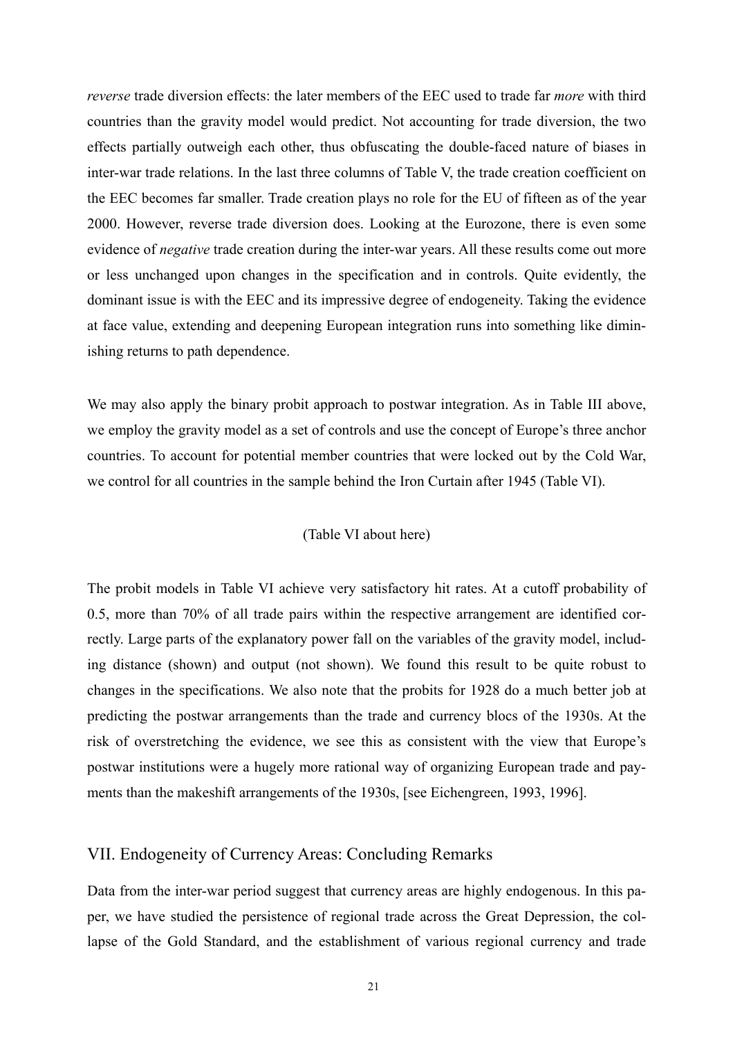*reverse* trade diversion effects: the later members of the EEC used to trade far *more* with third countries than the gravity model would predict. Not accounting for trade diversion, the two effects partially outweigh each other, thus obfuscating the double-faced nature of biases in inter-war trade relations. In the last three columns of Table V, the trade creation coefficient on the EEC becomes far smaller. Trade creation plays no role for the EU of fifteen as of the year 2000. However, reverse trade diversion does. Looking at the Eurozone, there is even some evidence of *negative* trade creation during the inter-war years. All these results come out more or less unchanged upon changes in the specification and in controls. Quite evidently, the dominant issue is with the EEC and its impressive degree of endogeneity. Taking the evidence at face value, extending and deepening European integration runs into something like diminishing returns to path dependence.

We may also apply the binary probit approach to postwar integration. As in Table III above, we employ the gravity model as a set of controls and use the concept of Europe's three anchor countries. To account for potential member countries that were locked out by the Cold War, we control for all countries in the sample behind the Iron Curtain after 1945 (Table VI).

(Table VI about here)

The probit models in Table VI achieve very satisfactory hit rates. At a cutoff probability of 0.5, more than 70% of all trade pairs within the respective arrangement are identified correctly. Large parts of the explanatory power fall on the variables of the gravity model, including distance (shown) and output (not shown). We found this result to be quite robust to changes in the specifications. We also note that the probits for 1928 do a much better job at predicting the postwar arrangements than the trade and currency blocs of the 1930s. At the risk of overstretching the evidence, we see this as consistent with the view that Europe's postwar institutions were a hugely more rational way of organizing European trade and payments than the makeshift arrangements of the 1930s, [see Eichengreen, 1993, 1996].

## VII. Endogeneity of Currency Areas: Concluding Remarks

Data from the inter-war period suggest that currency areas are highly endogenous. In this paper, we have studied the persistence of regional trade across the Great Depression, the collapse of the Gold Standard, and the establishment of various regional currency and trade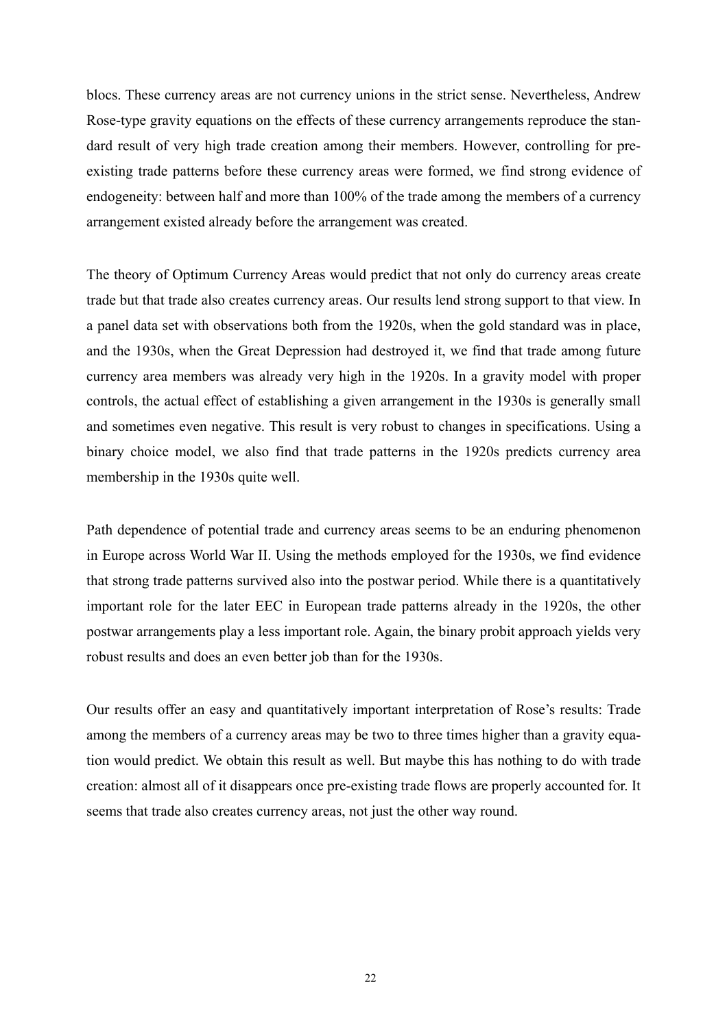blocs. These currency areas are not currency unions in the strict sense. Nevertheless, Andrew Rose-type gravity equations on the effects of these currency arrangements reproduce the standard result of very high trade creation among their members. However, controlling for pre-existing trade patterns before these currency areas were formed, we find strong evidence of endogeneity: between half and more than 100% of the trade among the members of a currency arrangement existed already before the arrangement was created.

The theory of Optimum Currency Areas would predict that not only do currency areas create trade but that trade also creates currency areas. Our results lend strong support to that view. In a panel data set with observations both from the 1920s, when the gold standard was in place, and the 1930s, when the Great Depression had destroyed it, we find that trade among future currency area members was already very high in the 1920s. In a gravity model with proper controls, the actual effect of establishing a given arrangement in the 1930s is generally small and sometimes even negative. This result is very robust to changes in specifications. Using a binary choice model, we also find that trade patterns in the 1920s predicts currency area membership in the 1930s quite well.

Path dependence of potential trade and currency areas seems to be an enduring phenomenon in Europe across World War II. Using the methods employed for the 1930s, we find evidence that strong trade patterns survived also into the postwar period. While there is a quantitatively important role for the later EEC in European trade patterns already in the 1920s, the other postwar arrangements play a less important role. Again, the binary probit approach yields very robust results and does an even better job than for the 1930s.

Our results offer an easy and quantitatively important interpretation of Rose's results: Trade among the members of a currency areas may be two to three times higher than a gravity equation would predict. We obtain this result as well. But maybe this has nothing to do with trade creation: almost all of it disappears once pre-existing trade flows are properly accounted for. It seems that trade also creates currency areas, not just the other way round.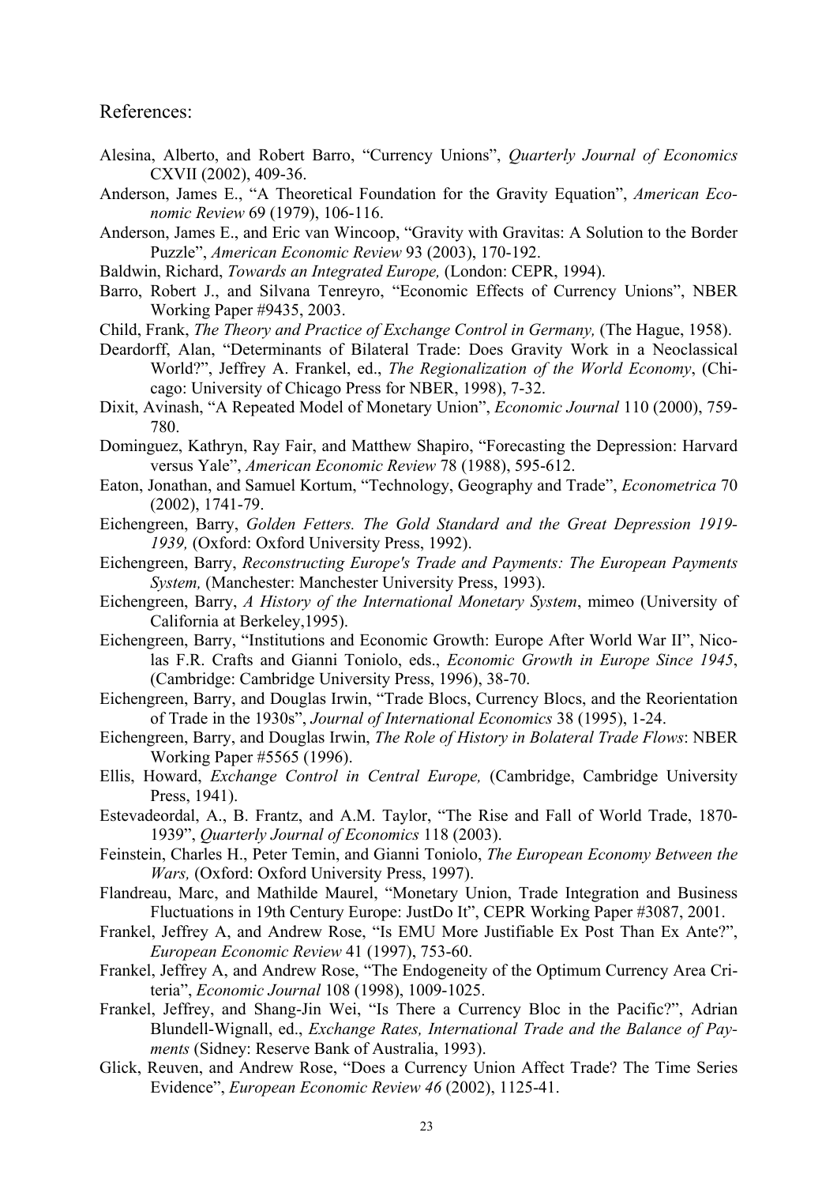References:

Alesina, Alberto, and Robert Barro, "Currency Unions", *Quarterly Journal of Economics* CXVII (2002), 409-36.

Anderson, James E., "A Theoretical Foundation for the Gravity Equation", *American Economic Review* 69 (1979), 106-116.

Anderson, James E., and Eric van Wincoop, "Gravity with Gravitas: A Solution to the Border Puzzle", *American Economic Review* 93 (2003), 170-192.

Baldwin, Richard, *Towards an Integrated Europe,* (London: CEPR, 1994).

Barro, Robert J., and Silvana Tenreyro, "Economic Effects of Currency Unions", NBER Working Paper #9435, 2003.

Child, Frank, *The Theory and Practice of Exchange Control in Germany,* (The Hague, 1958).

Deardorff, Alan, "Determinants of Bilateral Trade: Does Gravity Work in a Neoclassical World?", Jeffrey A. Frankel, ed., *The Regionalization of the World Economy*, (Chicago: University of Chicago Press for NBER, 1998), 7-32.

Dixit, Avinash, "A Repeated Model of Monetary Union", *Economic Journal* 110 (2000), 759-780.

Dominguez, Kathryn, Ray Fair, and Matthew Shapiro, "Forecasting the Depression: Harvard versus Yale", *American Economic Review* 78 (1988), 595-612.

Eaton, Jonathan, and Samuel Kortum, "Technology, Geography and Trade", *Econometrica* 70 (2002), 1741-79.

Eichengreen, Barry, *Golden Fetters. The Gold Standard and the Great Depression 1919-1939,* (Oxford: Oxford University Press, 1992).

Eichengreen, Barry, *Reconstructing Europe's Trade and Payments: The European Payments System,* (Manchester: Manchester University Press, 1993).

Eichengreen, Barry, *A History of the International Monetary System*, mimeo (University of California at Berkeley,1995).

Eichengreen, Barry, "Institutions and Economic Growth: Europe After World War II", Nicolas F.R. Crafts and Gianni Toniolo, eds., *Economic Growth in Europe Since 1945*, (Cambridge: Cambridge University Press, 1996), 38-70.

Eichengreen, Barry, and Douglas Irwin, "Trade Blocs, Currency Blocs, and the Reorientation of Trade in the 1930s", *Journal of International Economics* 38 (1995), 1-24.

Eichengreen, Barry, and Douglas Irwin, *The Role of History in Bolateral Trade Flows*: NBER Working Paper #5565 (1996).

Ellis, Howard, *Exchange Control in Central Europe,* (Cambridge, Cambridge University Press, 1941).

Estevadeordal, A., B. Frantz, and A.M. Taylor, "The Rise and Fall of World Trade, 1870-1939", *Quarterly Journal of Economics* 118 (2003).

Feinstein, Charles H., Peter Temin, and Gianni Toniolo, *The European Economy Between the Wars,* (Oxford: Oxford University Press, 1997).

Flandreau, Marc, and Mathilde Maurel, "Monetary Union, Trade Integration and Business Fluctuations in 19th Century Europe: JustDo It", CEPR Working Paper #3087, 2001.

Frankel, Jeffrey A, and Andrew Rose, "Is EMU More Justifiable Ex Post Than Ex Ante?", *European Economic Review* 41 (1997), 753-60.

Frankel, Jeffrey A, and Andrew Rose, "The Endogeneity of the Optimum Currency Area Criteria", *Economic Journal* 108 (1998), 1009-1025.

Frankel, Jeffrey, and Shang-Jin Wei, "Is There a Currency Bloc in the Pacific?", Adrian Blundell-Wignall, ed., *Exchange Rates, International Trade and the Balance of Payments* (Sidney: Reserve Bank of Australia, 1993).

Glick, Reuven, and Andrew Rose, "Does a Currency Union Affect Trade? The Time Series Evidence", *European Economic Review 46* (2002), 1125-41.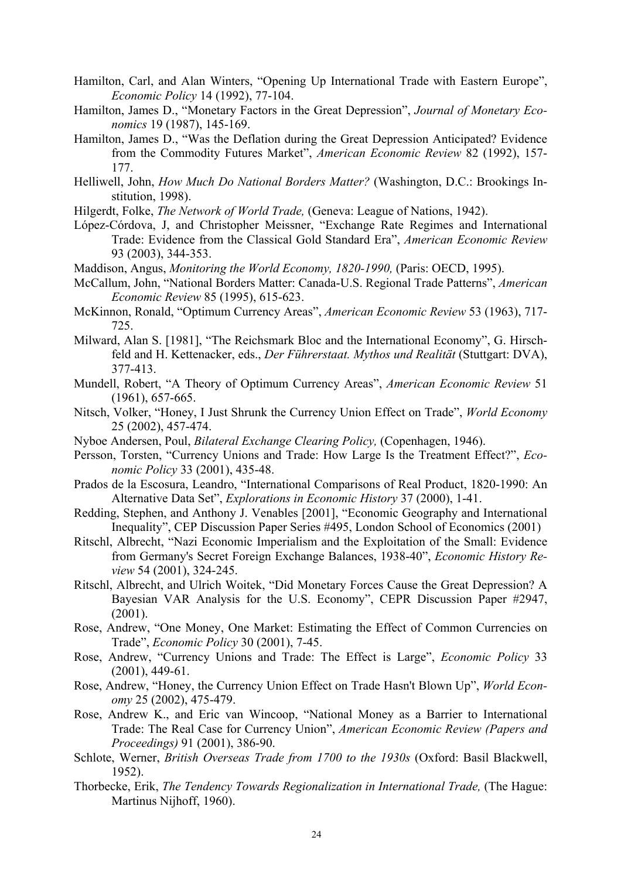Hamilton, Carl, and Alan Winters, "Opening Up International Trade with Eastern Europe", *Economic Policy* 14 (1992), 77-104.

Hamilton, James D., "Monetary Factors in the Great Depression", *Journal of Monetary Economics* 19 (1987), 145-169.

Hamilton, James D., "Was the Deflation during the Great Depression Anticipated? Evidence from the Commodity Futures Market", *American Economic Review* 82 (1992), 157-177.

Helliwell, John, *How Much Do National Borders Matter?* (Washington, D.C.: Brookings Institution, 1998).

Hilgerdt, Folke, *The Network of World Trade,* (Geneva: League of Nations, 1942).

López-Córdova, J, and Christopher Meissner, "Exchange Rate Regimes and International Trade: Evidence from the Classical Gold Standard Era", *American Economic Review* 93 (2003), 344-353.

Maddison, Angus, *Monitoring the World Economy, 1820-1990,* (Paris: OECD, 1995).

McCallum, John, "National Borders Matter: Canada-U.S. Regional Trade Patterns", *American Economic Review* 85 (1995), 615-623.

McKinnon, Ronald, "Optimum Currency Areas", *American Economic Review* 53 (1963), 717-725.

Milward, Alan S. [1981], "The Reichsmark Bloc and the International Economy", G. Hirschfeld and H. Kettenacker, eds., *Der Führerstaat. Mythos und Realität* (Stuttgart: DVA), 377-413.

Mundell, Robert, "A Theory of Optimum Currency Areas", *American Economic Review* 51 (1961), 657-665.

Nitsch, Volker, "Honey, I Just Shrunk the Currency Union Effect on Trade", *World Economy* 25 (2002), 457-474.

Nyboe Andersen, Poul, *Bilateral Exchange Clearing Policy,* (Copenhagen, 1946).

Persson, Torsten, "Currency Unions and Trade: How Large Is the Treatment Effect?", *Economic Policy* 33 (2001), 435-48.

Prados de la Escosura, Leandro, "International Comparisons of Real Product, 1820-1990: An Alternative Data Set", *Explorations in Economic History* 37 (2000), 1-41.

Redding, Stephen, and Anthony J. Venables [2001], "Economic Geography and International Inequality", CEP Discussion Paper Series #495, London School of Economics (2001)

Ritschl, Albrecht, "Nazi Economic Imperialism and the Exploitation of the Small: Evidence from Germany's Secret Foreign Exchange Balances, 1938-40", *Economic History Review* 54 (2001), 324-245.

Ritschl, Albrecht, and Ulrich Woitek, "Did Monetary Forces Cause the Great Depression? A Bayesian VAR Analysis for the U.S. Economy", CEPR Discussion Paper #2947, (2001).

Rose, Andrew, "One Money, One Market: Estimating the Effect of Common Currencies on Trade", *Economic Policy* 30 (2001), 7-45.

Rose, Andrew, "Currency Unions and Trade: The Effect is Large", *Economic Policy* 33 (2001), 449-61.

Rose, Andrew, "Honey, the Currency Union Effect on Trade Hasn't Blown Up", *World Economy* 25 (2002), 475-479.

Rose, Andrew K., and Eric van Wincoop, "National Money as a Barrier to International Trade: The Real Case for Currency Union", *American Economic Review (Papers and Proceedings)* 91 (2001), 386-90.

Schlote, Werner, *British Overseas Trade from 1700 to the 1930s* (Oxford: Basil Blackwell, 1952).

Thorbecke, Erik, *The Tendency Towards Regionalization in International Trade,* (The Hague: Martinus Nijhoff, 1960).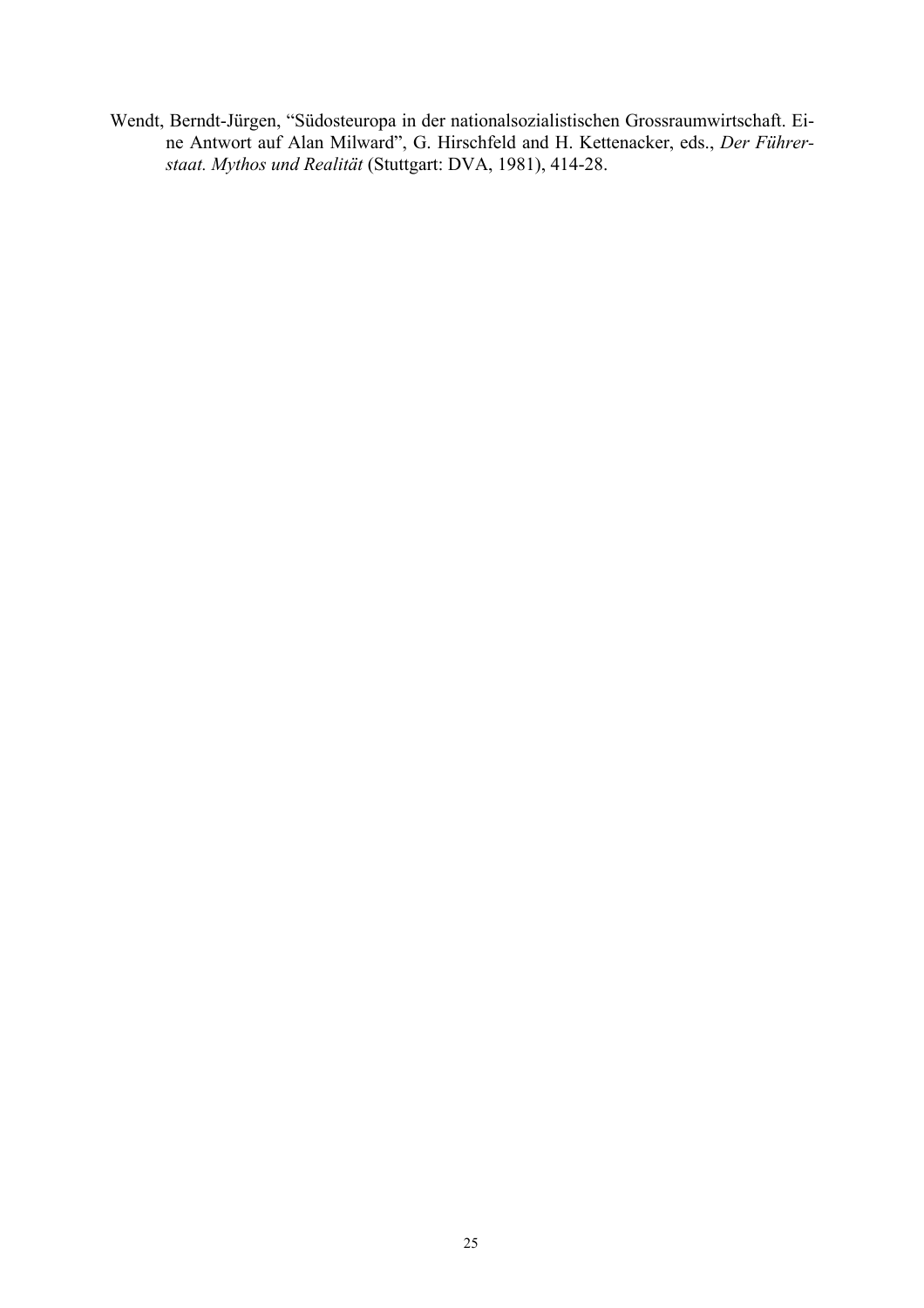Wendt, Berndt-Jürgen, "Südosteuropa in der nationalsozialistischen Grossraumwirtschaft. Eine Antwort auf Alan Milward", G. Hirschfeld and H. Kettenacker, eds., *Der Führerstaat. Mythos und Realität* (Stuttgart: DVA, 1981), 414-28.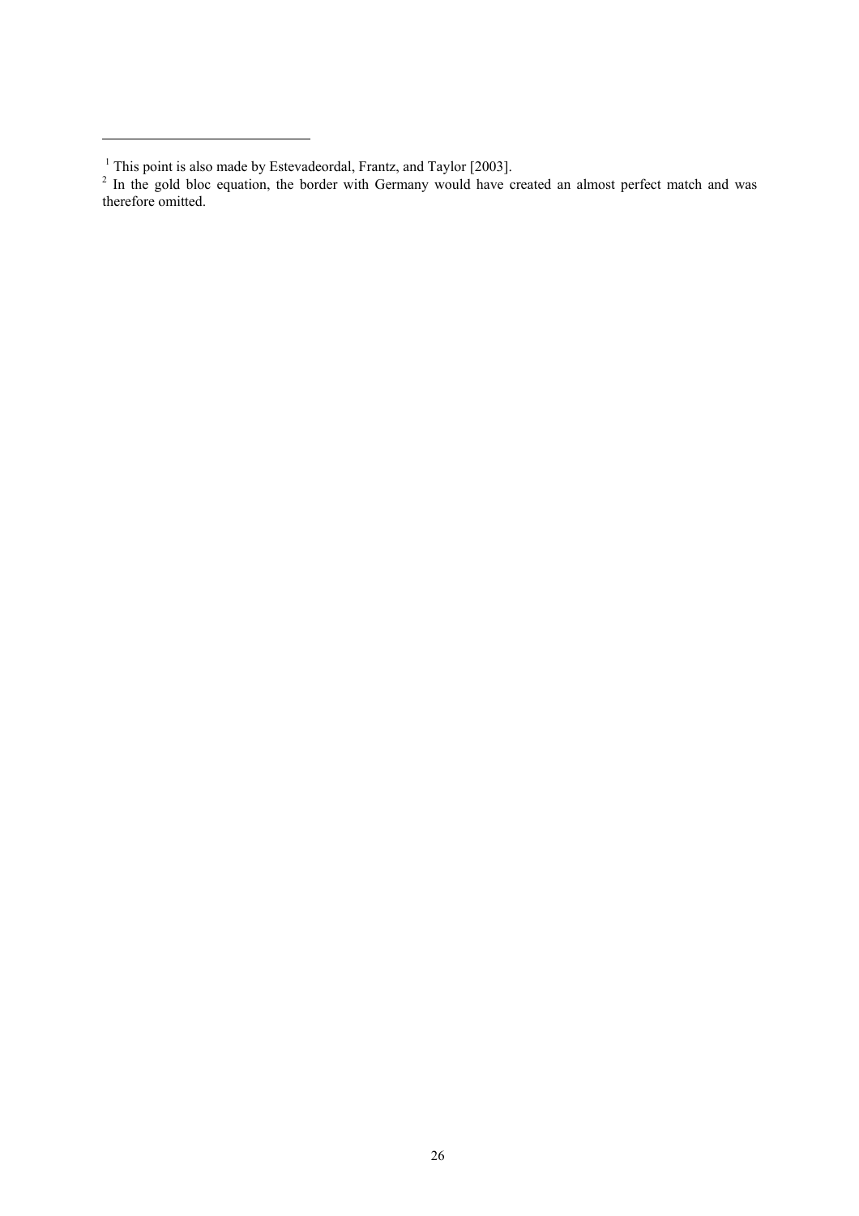[1] This point is also made by Estevadeordal, Frantz, and Taylor [2003].

[2] In the gold bloc equation, the border with Germany would have created an almost perfect match and was therefore omitted.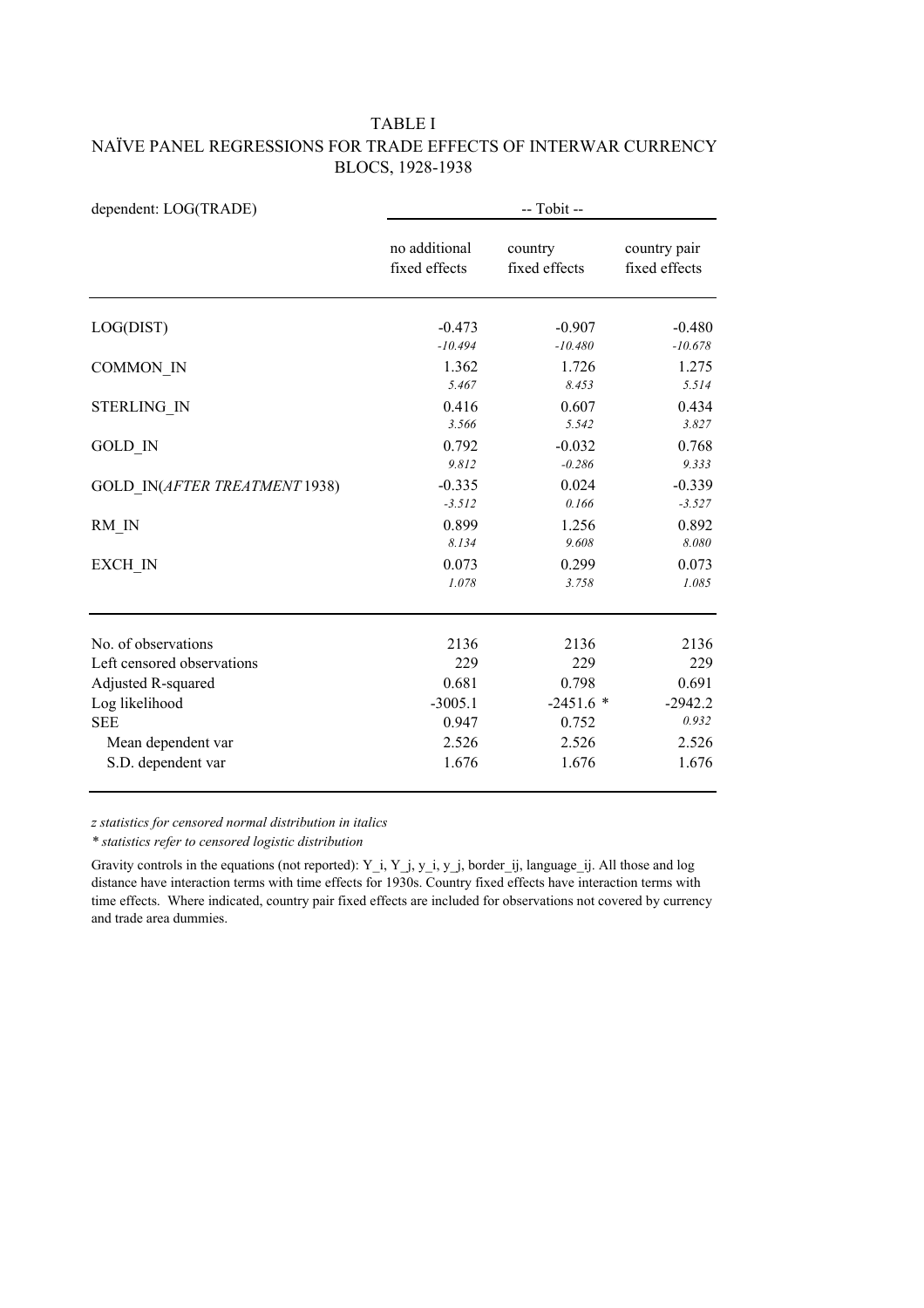# TABLE I

## NAÏVE PANEL REGRESSIONS FOR TRADE EFFECTS OF INTERWAR CURRENCY BLOCS, 1928-1938

| dependent: LOG(TRADE) | -- Tobit -- | | |
|---|---|---|---|
| | no additional fixed effects | country fixed effects | country pair fixed effects |
| LOG(DIST) | -0.473 | -0.907 | -0.480 |
| | *-10.494* | *-10.480* | *-10.678* |
| COMMON_IN | 1.362 | 1.726 | 1.275 |
| | *5.467* | *8.453* | *5.514* |
| STERLING_IN | 0.416 | 0.607 | 0.434 |
| | *3.566* | *5.542* | *3.827* |
| GOLD_IN | 0.792 | -0.032 | 0.768 |
| | *9.812* | *-0.286* | *9.333* |
| GOLD_IN(*AFTER TREATMENT* 1938) | -0.335 | 0.024 | -0.339 |
| | *-3.512* | *0.166* | *-3.527* |
| RM_IN | 0.899 | 1.256 | 0.892 |
| | *8.134* | *9.608* | *8.080* |
| EXCH_IN | 0.073 | 0.299 | 0.073 |
| | *1.078* | *3.758* | *1.085* |
| No. of observations | 2136 | 2136 | 2136 |
| Left censored observations | 229 | 229 | 229 |
| Adjusted R-squared | 0.681 | 0.798 | 0.691 |
| Log likelihood | -3005.1 | -2451.6 * | -2942.2 |
| SEE | 0.947 | 0.752 | *0.932* |
| Mean dependent var | 2.526 | 2.526 | 2.526 |
| S.D. dependent var | 1.676 | 1.676 | 1.676 |

*z statistics for censored normal distribution in italics*

*\* statistics refer to censored logistic distribution*

Gravity controls in the equations (not reported): Y_i, Y_j, y_i, y_j, border_ij, language_ij. All those and log distance have interaction terms with time effects for 1930s. Country fixed effects have interaction terms with time effects. Where indicated, country pair fixed effects are included for observations not covered by currency and trade area dummies.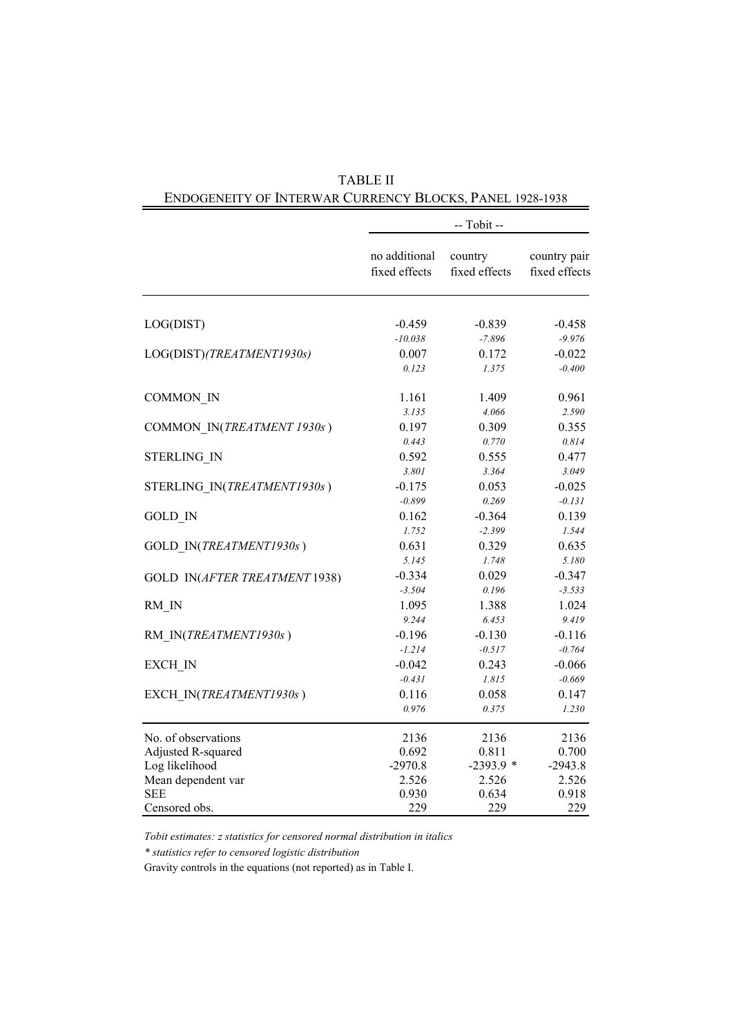TABLE II

ENDOGENEITY OF INTERWAR CURRENCY BLOCKS, PANEL 1928-1938

| | -- Tobit -- | | |
|---|---|---|---|
| | no additional fixed effects | country fixed effects | country pair fixed effects |
| LOG(DIST) | -0.459 | -0.839 | -0.458 |
| | *-10.038* | *-7.896* | *-9.976* |
| LOG(DIST)*(TREATMENT1930s)* | 0.007 | 0.172 | -0.022 |
| | *0.123* | *1.375* | *-0.400* |
| COMMON_IN | 1.161 | 1.409 | 0.961 |
| | *3.135* | *4.066* | *2.590* |
| COMMON_IN(*TREATMENT 1930s*) | 0.197 | 0.309 | 0.355 |
| | *0.443* | *0.770* | *0.814* |
| STERLING_IN | 0.592 | 0.555 | 0.477 |
| | *3.801* | *3.364* | *3.049* |
| STERLING_IN(*TREATMENT1930s*) | -0.175 | 0.053 | -0.025 |
| | *-0.899* | *0.269* | *-0.131* |
| GOLD_IN | 0.162 | -0.364 | 0.139 |
| | *1.752* | *-2.399* | *1.544* |
| GOLD_IN(*TREATMENT1930s*) | 0.631 | 0.329 | 0.635 |
| | *5.145* | *1.748* | *5.180* |
| GOLD IN(*AFTER TREATMENT* 1938) | -0.334 | 0.029 | -0.347 |
| | *-3.504* | *0.196* | *-3.533* |
| RM_IN | 1.095 | 1.388 | 1.024 |
| | *9.244* | *6.453* | *9.419* |
| RM_IN(*TREATMENT1930s*) | -0.196 | -0.130 | -0.116 |
| | *-1.214* | *-0.517* | *-0.764* |
| EXCH_IN | -0.042 | 0.243 | -0.066 |
| | *-0.431* | *1.815* | *-0.669* |
| EXCH_IN(*TREATMENT1930s*) | 0.116 | 0.058 | 0.147 |
| | *0.976* | *0.375* | *1.230* |
| No. of observations | 2136 | 2136 | 2136 |
| Adjusted R-squared | 0.692 | 0.811 | 0.700 |
| Log likelihood | -2970.8 | -2393.9 * | -2943.8 |
| Mean dependent var | 2.526 | 2.526 | 2.526 |
| SEE | 0.930 | 0.634 | 0.918 |
| Censored obs. | 229 | 229 | 229 |

*Tobit estimates: z statistics for censored normal distribution in italics*

*\* statistics refer to censored logistic distribution*

Gravity controls in the equations (not reported) as in Table I.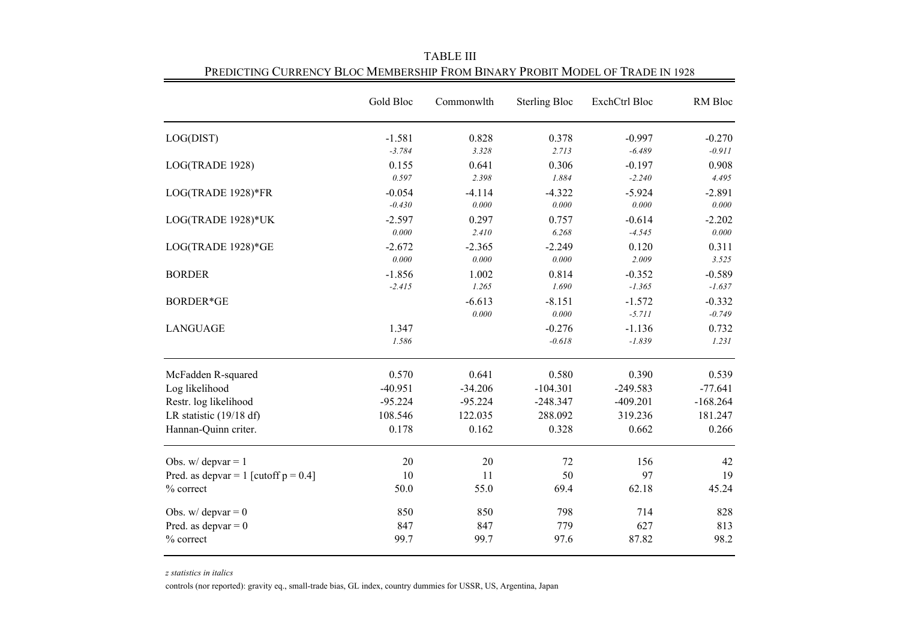TABLE III

PREDICTING CURRENCY BLOC MEMBERSHIP FROM BINARY PROBIT MODEL OF TRADE IN 1928

| | Gold Bloc | Commonwlth | Sterling Bloc | ExchCtrl Bloc | RM Bloc |
|---|---|---|---|---|---|
| LOG(DIST) | -1.581 | 0.828 | 0.378 | -0.997 | -0.270 |
| | *-3.784* | *3.328* | *2.713* | *-6.489* | *-0.911* |
| LOG(TRADE 1928) | 0.155 | 0.641 | 0.306 | -0.197 | 0.908 |
| | *0.597* | *2.398* | *1.884* | *-2.240* | *4.495* |
| LOG(TRADE 1928)*FR | -0.054 | -4.114 | -4.322 | -5.924 | -2.891 |
| | *-0.430* | *0.000* | *0.000* | *0.000* | *0.000* |
| LOG(TRADE 1928)*UK | -2.597 | 0.297 | 0.757 | -0.614 | -2.202 |
| | *0.000* | *2.410* | *6.268* | *-4.545* | *0.000* |
| LOG(TRADE 1928)*GE | -2.672 | -2.365 | -2.249 | 0.120 | 0.311 |
| | *0.000* | *0.000* | *0.000* | *2.009* | *3.525* |
| BORDER | -1.856 | 1.002 | 0.814 | -0.352 | -0.589 |
| | *-2.415* | *1.265* | *1.690* | *-1.365* | *-1.637* |
| BORDER*GE | | -6.613 | -8.151 | -1.572 | -0.332 |
| | | *0.000* | *0.000* | *-5.711* | *-0.749* |
| LANGUAGE | 1.347 | | -0.276 | -1.136 | 0.732 |
| | *1.586* | | *-0.618* | *-1.839* | *1.231* |
| McFadden R-squared | 0.570 | 0.641 | 0.580 | 0.390 | 0.539 |
| Log likelihood | -40.951 | -34.206 | -104.301 | -249.583 | -77.641 |
| Restr. log likelihood | -95.224 | -95.224 | -248.347 | -409.201 | -168.264 |
| LR statistic (19/18 df) | 108.546 | 122.035 | 288.092 | 319.236 | 181.247 |
| Hannan-Quinn criter. | 0.178 | 0.162 | 0.328 | 0.662 | 0.266 |
| Obs. w/ depvar = 1 | 20 | 20 | 72 | 156 | 42 |
| Pred. as depvar = 1 [cutoff p = 0.4] | 10 | 11 | 50 | 97 | 19 |
| % correct | 50.0 | 55.0 | 69.4 | 62.18 | 45.24 |
| Obs. w/ depvar = 0 | 850 | 850 | 798 | 714 | 828 |
| Pred. as depvar = 0 | 847 | 847 | 779 | 627 | 813 |
| % correct | 99.7 | 99.7 | 97.6 | 87.82 | 98.2 |

*z statistics in italics*

controls (nor reported): gravity eq., small-trade bias, GL index, country dummies for USSR, US, Argentina, Japan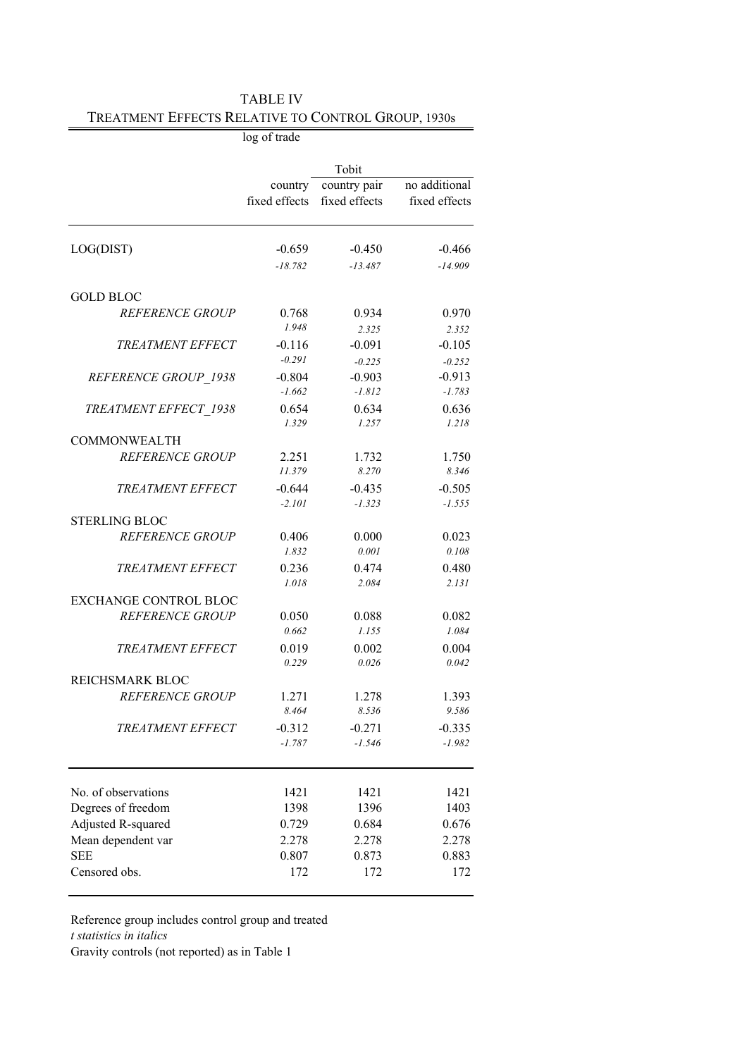TABLE IV

TREATMENT EFFECTS RELATIVE TO CONTROL GROUP, 1930s

log of trade

| | | Tobit | |
|---|---|---|---|
| | country fixed effects | country pair fixed effects | no additional fixed effects |
| LOG(DIST) | -0.659 | -0.450 | -0.466 |
| | *-18.782* | *-13.487* | *-14.909* |
| GOLD BLOC | | | |
| *REFERENCE GROUP* | 0.768 | 0.934 | 0.970 |
| | *1.948* | *2.325* | *2.352* |
| *TREATMENT EFFECT* | -0.116 | -0.091 | -0.105 |
| | *-0.291* | *-0.225* | *-0.252* |
| *REFERENCE GROUP_1938* | -0.804 | -0.903 | -0.913 |
| | *-1.662* | *-1.812* | *-1.783* |
| *TREATMENT EFFECT_1938* | 0.654 | 0.634 | 0.636 |
| | *1.329* | *1.257* | *1.218* |
| COMMONWEALTH | | | |
| *REFERENCE GROUP* | 2.251 | 1.732 | 1.750 |
| | *11.379* | *8.270* | *8.346* |
| *TREATMENT EFFECT* | -0.644 | -0.435 | -0.505 |
| | *-2.101* | *-1.323* | *-1.555* |
| STERLING BLOC | | | |
| *REFERENCE GROUP* | 0.406 | 0.000 | 0.023 |
| | *1.832* | *0.001* | *0.108* |
| *TREATMENT EFFECT* | 0.236 | 0.474 | 0.480 |
| | *1.018* | *2.084* | *2.131* |
| EXCHANGE CONTROL BLOC | | | |
| *REFERENCE GROUP* | 0.050 | 0.088 | 0.082 |
| | *0.662* | *1.155* | *1.084* |
| *TREATMENT EFFECT* | 0.019 | 0.002 | 0.004 |
| | *0.229* | *0.026* | *0.042* |
| REICHSMARK BLOC | | | |
| *REFERENCE GROUP* | 1.271 | 1.278 | 1.393 |
| | *8.464* | *8.536* | *9.586* |
| *TREATMENT EFFECT* | -0.312 | -0.271 | -0.335 |
| | *-1.787* | *-1.546* | *-1.982* |
| No. of observations | 1421 | 1421 | 1421 |
| Degrees of freedom | 1398 | 1396 | 1403 |
| Adjusted R-squared | 0.729 | 0.684 | 0.676 |
| Mean dependent var | 2.278 | 2.278 | 2.278 |
| SEE | 0.807 | 0.873 | 0.883 |
| Censored obs. | 172 | 172 | 172 |

Reference group includes control group and treated

*t statistics in italics*

Gravity controls (not reported) as in Table 1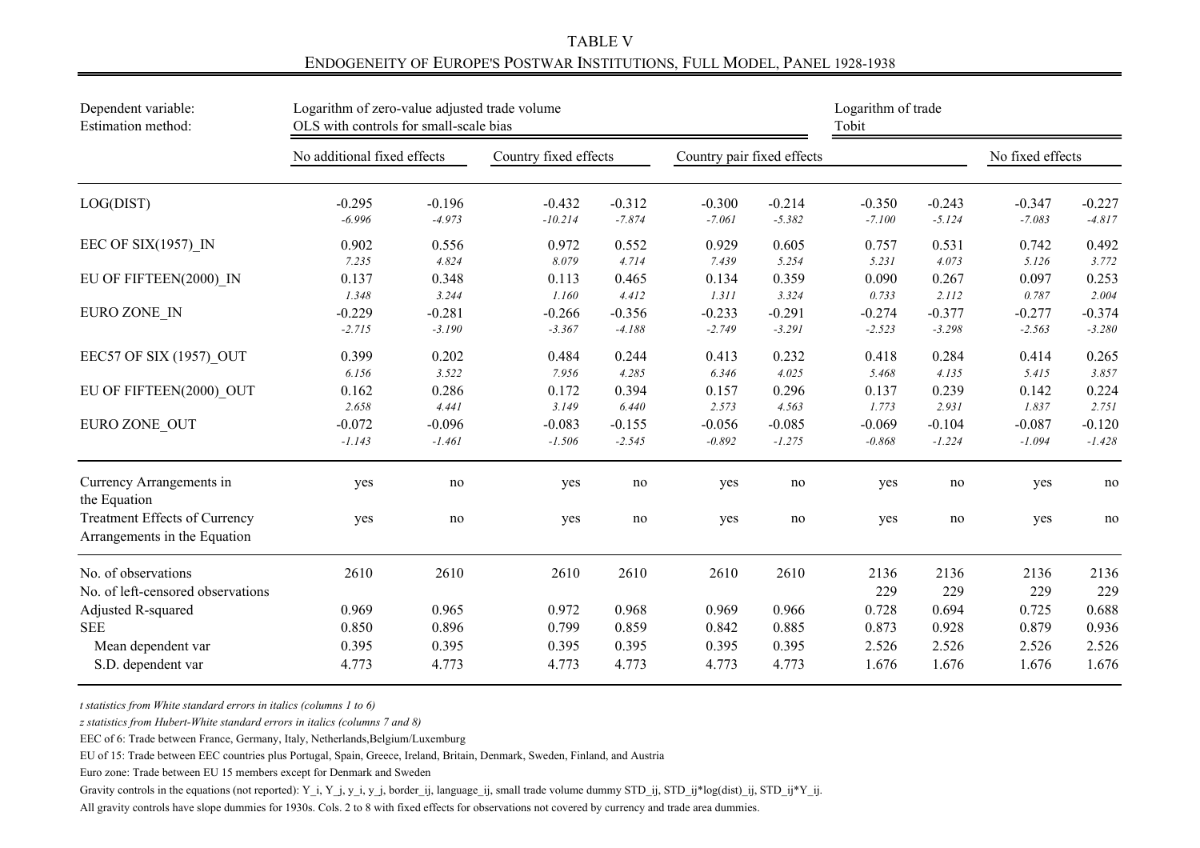TABLE V

ENDOGENEITY OF EUROPE'S POSTWAR INSTITUTIONS, FULL MODEL, PANEL 1928-1938

| Dependent variable:<br>Estimation method: | Logarithm of zero-value adjusted trade volume<br>OLS with controls for small-scale bias | | | | | | Logarithm of trade<br>Tobit | | | |
|---|---|---|---|---|---|---|---|---|---|---|
| | No additional fixed effects | | Country fixed effects | | Country pair fixed effects | | | | No fixed effects | |
| LOG(DIST) | -0.295 | -0.196 | -0.432 | -0.312 | -0.300 | -0.214 | -0.350 | -0.243 | -0.347 | -0.227 |
| | *-6.996* | *-4.973* | *-10.214* | *-7.874* | *-7.061* | *-5.382* | *-7.100* | *-5.124* | *-7.083* | *-4.817* |
| EEC OF SIX(1957)_IN | 0.902 | 0.556 | 0.972 | 0.552 | 0.929 | 0.605 | 0.757 | 0.531 | 0.742 | 0.492 |
| | *7.235* | *4.824* | *8.079* | *4.714* | *7.439* | *5.254* | *5.231* | *4.073* | *5.126* | *3.772* |
| EU OF FIFTEEN(2000)_IN | 0.137 | 0.348 | 0.113 | 0.465 | 0.134 | 0.359 | 0.090 | 0.267 | 0.097 | 0.253 |
| | *1.348* | *3.244* | *1.160* | *4.412* | *1.311* | *3.324* | *0.733* | *2.112* | *0.787* | *2.004* |
| EURO ZONE_IN | -0.229 | -0.281 | -0.266 | -0.356 | -0.233 | -0.291 | -0.274 | -0.377 | -0.277 | -0.374 |
| | *-2.715* | *-3.190* | *-3.367* | *-4.188* | *-2.749* | *-3.291* | *-2.523* | *-3.298* | *-2.563* | *-3.280* |
| EEC57 OF SIX (1957)_OUT | 0.399 | 0.202 | 0.484 | 0.244 | 0.413 | 0.232 | 0.418 | 0.284 | 0.414 | 0.265 |
| | *6.156* | *3.522* | *7.956* | *4.285* | *6.346* | *4.025* | *5.468* | *4.135* | *5.415* | *3.857* |
| EU OF FIFTEEN(2000)_OUT | 0.162 | 0.286 | 0.172 | 0.394 | 0.157 | 0.296 | 0.137 | 0.239 | 0.142 | 0.224 |
| | *2.658* | *4.441* | *3.149* | *6.440* | *2.573* | *4.563* | *1.773* | *2.931* | *1.837* | *2.751* |
| EURO ZONE_OUT | -0.072 | -0.096 | -0.083 | -0.155 | -0.056 | -0.085 | -0.069 | -0.104 | -0.087 | -0.120 |
| | *-1.143* | *-1.461* | *-1.506* | *-2.545* | *-0.892* | *-1.275* | *-0.868* | *-1.224* | *-1.094* | *-1.428* |
| Currency Arrangements in the Equation | yes | no | yes | no | yes | no | yes | no | yes | no |
| Treatment Effects of Currency Arrangements in the Equation | yes | no | yes | no | yes | no | yes | no | yes | no |
| No. of observations | 2610 | 2610 | 2610 | 2610 | 2610 | 2610 | 2136 | 2136 | 2136 | 2136 |
| No. of left-censored observations | | | | | | | 229 | 229 | 229 | 229 |
| Adjusted R-squared | 0.969 | 0.965 | 0.972 | 0.968 | 0.969 | 0.966 | 0.728 | 0.694 | 0.725 | 0.688 |
| SEE | 0.850 | 0.896 | 0.799 | 0.859 | 0.842 | 0.885 | 0.873 | 0.928 | 0.879 | 0.936 |
| Mean dependent var | 0.395 | 0.395 | 0.395 | 0.395 | 0.395 | 0.395 | 2.526 | 2.526 | 2.526 | 2.526 |
| S.D. dependent var | 4.773 | 4.773 | 4.773 | 4.773 | 4.773 | 4.773 | 1.676 | 1.676 | 1.676 | 1.676 |

*t statistics from White standard errors in italics (columns 1 to 6)*

*z statistics from Hubert-White standard errors in italics (columns 7 and 8)*

EEC of 6: Trade between France, Germany, Italy, Netherlands,Belgium/Luxemburg

EU of 15: Trade between EEC countries plus Portugal, Spain, Greece, Ireland, Britain, Denmark, Sweden, Finland, and Austria

Euro zone: Trade between EU 15 members except for Denmark and Sweden

Gravity controls in the equations (not reported): Y_i, Y_j, y_i, y_j, border_ij, language_ij, small trade volume dummy STD_ij, STD_ij*log(dist)_ij, STD_ij*Y_ij.

All gravity controls have slope dummies for 1930s. Cols. 2 to 8 with fixed effects for observations not covered by currency and trade area dummies.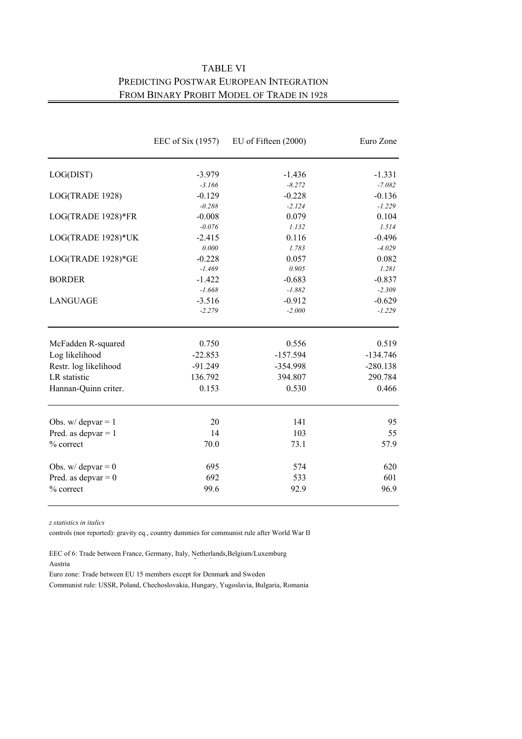# TABLE VI
## PREDICTING POSTWAR EUROPEAN INTEGRATION FROM BINARY PROBIT MODEL OF TRADE IN 1928

| | EEC of Six (1957) | EU of Fifteen (2000) | Euro Zone |
|---|---|---|---|
| LOG(DIST) | -3.979 | -1.436 | -1.331 |
| | *-3.166* | *-8.272* | *-7.082* |
| LOG(TRADE 1928) | -0.129 | -0.228 | -0.136 |
| | *-0.288* | *-2.124* | *-1.229* |
| LOG(TRADE 1928)*FR | -0.008 | 0.079 | 0.104 |
| | *-0.076* | *1.132* | *1.514* |
| LOG(TRADE 1928)*UK | -2.415 | 0.116 | -0.496 |
| | *0.000* | *1.783* | *-4.029* |
| LOG(TRADE 1928)*GE | -0.228 | 0.057 | 0.082 |
| | *-1.469* | *0.905* | *1.281* |
| BORDER | -1.422 | -0.683 | -0.837 |
| | *-1.668* | *-1.882* | *-2.309* |
| LANGUAGE | -3.516 | -0.912 | -0.629 |
| | *-2.279* | *-2.000* | *-1.229* |
| McFadden R-squared | 0.750 | 0.556 | 0.519 |
| Log likelihood | -22.853 | -157.594 | -134.746 |
| Restr. log likelihood | -91.249 | -354.998 | -280.138 |
| LR statistic | 136.792 | 394.807 | 290.784 |
| Hannan-Quinn criter. | 0.153 | 0.530 | 0.466 |
| Obs. w/ depvar = 1 | 20 | 141 | 95 |
| Pred. as depvar = 1 | 14 | 103 | 55 |
| % correct | 70.0 | 73.1 | 57.9 |
| Obs. w/ depvar = 0 | 695 | 574 | 620 |
| Pred. as depvar = 0 | 692 | 533 | 601 |
| % correct | 99.6 | 92.9 | 96.9 |

*z statistics in italics*

controls (nor reported): gravity eq., country dummies for communist rule after World War II

EEC of 6: Trade between France, Germany, Italy, Netherlands,Belgium/Luxemburg

Austria

Euro zone: Trade between EU 15 members except for Denmark and Sweden

Communist rule: USSR, Poland, Chechoslovakia, Hungary, Yugoslavia, Bulgaria, Romania